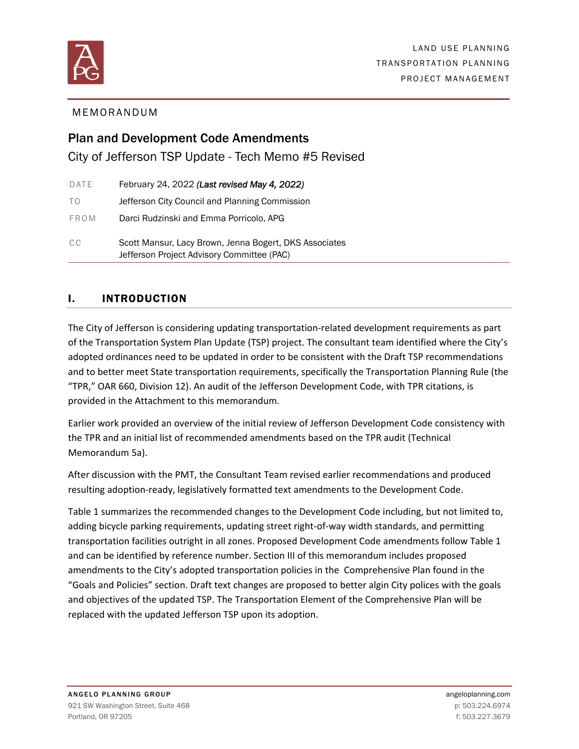LAND USE PLANNING
TRANSPORTATION PLANNING
PROJECT MANAGEMENT

MEMORANDUM

# Plan and Development Code Amendments

## City of Jefferson TSP Update - Tech Memo #5 Revised

| | |
|---|---|
| DATE | February 24, 2022 ***(Last revised May 4, 2022)*** |
| TO | Jefferson City Council and Planning Commission |
| FROM | Darci Rudzinski and Emma Porricolo, APG |
| CC | Scott Mansur, Lacy Brown, Jenna Bogert, DKS Associates<br>Jefferson Project Advisory Committee (PAC) |

## I. INTRODUCTION

The City of Jefferson is considering updating transportation-related development requirements as part of the Transportation System Plan Update (TSP) project. The consultant team identified where the City's adopted ordinances need to be updated in order to be consistent with the Draft TSP recommendations and to better meet State transportation requirements, specifically the Transportation Planning Rule (the "TPR," OAR 660, Division 12). An audit of the Jefferson Development Code, with TPR citations, is provided in the Attachment to this memorandum.

Earlier work provided an overview of the initial review of Jefferson Development Code consistency with the TPR and an initial list of recommended amendments based on the TPR audit (Technical Memorandum 5a).

After discussion with the PMT, the Consultant Team revised earlier recommendations and produced resulting adoption-ready, legislatively formatted text amendments to the Development Code.

Table 1 summarizes the recommended changes to the Development Code including, but not limited to, adding bicycle parking requirements, updating street right-of-way width standards, and permitting transportation facilities outright in all zones. Proposed Development Code amendments follow Table 1 and can be identified by reference number. Section III of this memorandum includes proposed amendments to the City's adopted transportation policies in the Comprehensive Plan found in the "Goals and Policies" section. Draft text changes are proposed to better algin City polices with the goals and objectives of the updated TSP. The Transportation Element of the Comprehensive Plan will be replaced with the updated Jefferson TSP upon its adoption.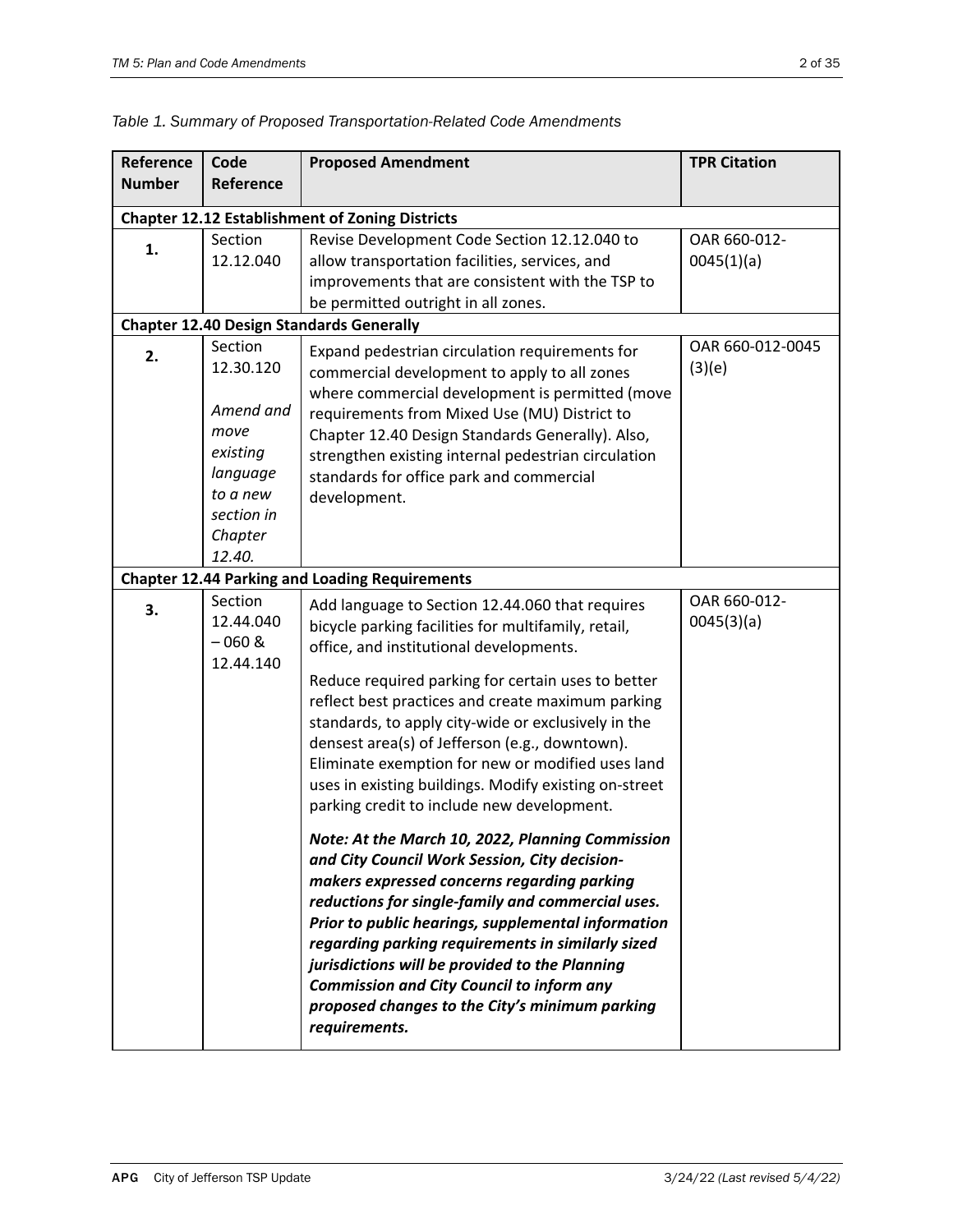*Table 1. Summary of Proposed Transportation-Related Code Amendments*

| Reference Number | Code Reference | Proposed Amendment | TPR Citation |
|---|---|---|---|
| **Chapter 12.12 Establishment of Zoning Districts** | | | |
| **1.** | Section 12.12.040 | Revise Development Code Section 12.12.040 to allow transportation facilities, services, and improvements that are consistent with the TSP to be permitted outright in all zones. | OAR 660-012-0045(1)(a) |
| **Chapter 12.40 Design Standards Generally** | | | |
| **2.** | Section 12.30.120 *Amend and move existing language to a new section in Chapter 12.40.* | Expand pedestrian circulation requirements for commercial development to apply to all zones where commercial development is permitted (move requirements from Mixed Use (MU) District to Chapter 12.40 Design Standards Generally). Also, strengthen existing internal pedestrian circulation standards for office park and commercial development. | OAR 660-012-0045 (3)(e) |
| **Chapter 12.44 Parking and Loading Requirements** | | | |
| **3.** | Section 12.44.040 – 060 & 12.44.140 | Add language to Section 12.44.060 that requires bicycle parking facilities for multifamily, retail, office, and institutional developments.<br><br>Reduce required parking for certain uses to better reflect best practices and create maximum parking standards, to apply city-wide or exclusively in the densest area(s) of Jefferson (e.g., downtown). Eliminate exemption for new or modified uses land uses in existing buildings. Modify existing on-street parking credit to include new development.<br><br>***Note: At the March 10, 2022, Planning Commission and City Council Work Session, City decision-makers expressed concerns regarding parking reductions for single-family and commercial uses. Prior to public hearings, supplemental information regarding parking requirements in similarly sized jurisdictions will be provided to the Planning Commission and City Council to inform any proposed changes to the City's minimum parking requirements.*** | OAR 660-012-0045(3)(a) |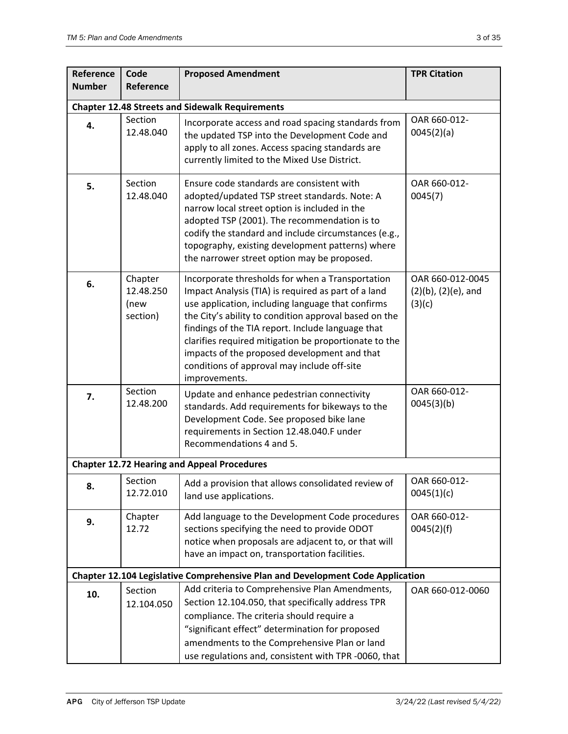| Reference Number | Code Reference | Proposed Amendment | TPR Citation |
|---|---|---|---|
| **Chapter 12.48 Streets and Sidewalk Requirements** | | | |
| **4.** | Section 12.48.040 | Incorporate access and road spacing standards from the updated TSP into the Development Code and apply to all zones. Access spacing standards are currently limited to the Mixed Use District. | OAR 660-012-0045(2)(a) |
| **5.** | Section 12.48.040 | Ensure code standards are consistent with adopted/updated TSP street standards. Note: A narrow local street option is included in the adopted TSP (2001). The recommendation is to codify the standard and include circumstances (e.g., topography, existing development patterns) where the narrower street option may be proposed. | OAR 660-012-0045(7) |
| **6.** | Chapter 12.48.250 (new section) | Incorporate thresholds for when a Transportation Impact Analysis (TIA) is required as part of a land use application, including language that confirms the City's ability to condition approval based on the findings of the TIA report. Include language that clarifies required mitigation be proportionate to the impacts of the proposed development and that conditions of approval may include off-site improvements. | OAR 660-012-0045 (2)(b), (2)(e), and (3)(c) |
| **7.** | Section 12.48.200 | Update and enhance pedestrian connectivity standards. Add requirements for bikeways to the Development Code. See proposed bike lane requirements in Section 12.48.040.F under Recommendations 4 and 5. | OAR 660-012-0045(3)(b) |
| **Chapter 12.72 Hearing and Appeal Procedures** | | | |
| **8.** | Section 12.72.010 | Add a provision that allows consolidated review of land use applications. | OAR 660-012-0045(1)(c) |
| **9.** | Chapter 12.72 | Add language to the Development Code procedures sections specifying the need to provide ODOT notice when proposals are adjacent to, or that will have an impact on, transportation facilities. | OAR 660-012-0045(2)(f) |
| **Chapter 12.104 Legislative Comprehensive Plan and Development Code Application** | | | |
| **10.** | Section 12.104.050 | Add criteria to Comprehensive Plan Amendments, Section 12.104.050, that specifically address TPR compliance. The criteria should require a "significant effect" determination for proposed amendments to the Comprehensive Plan or land use regulations and, consistent with TPR -0060, that | OAR 660-012-0060 |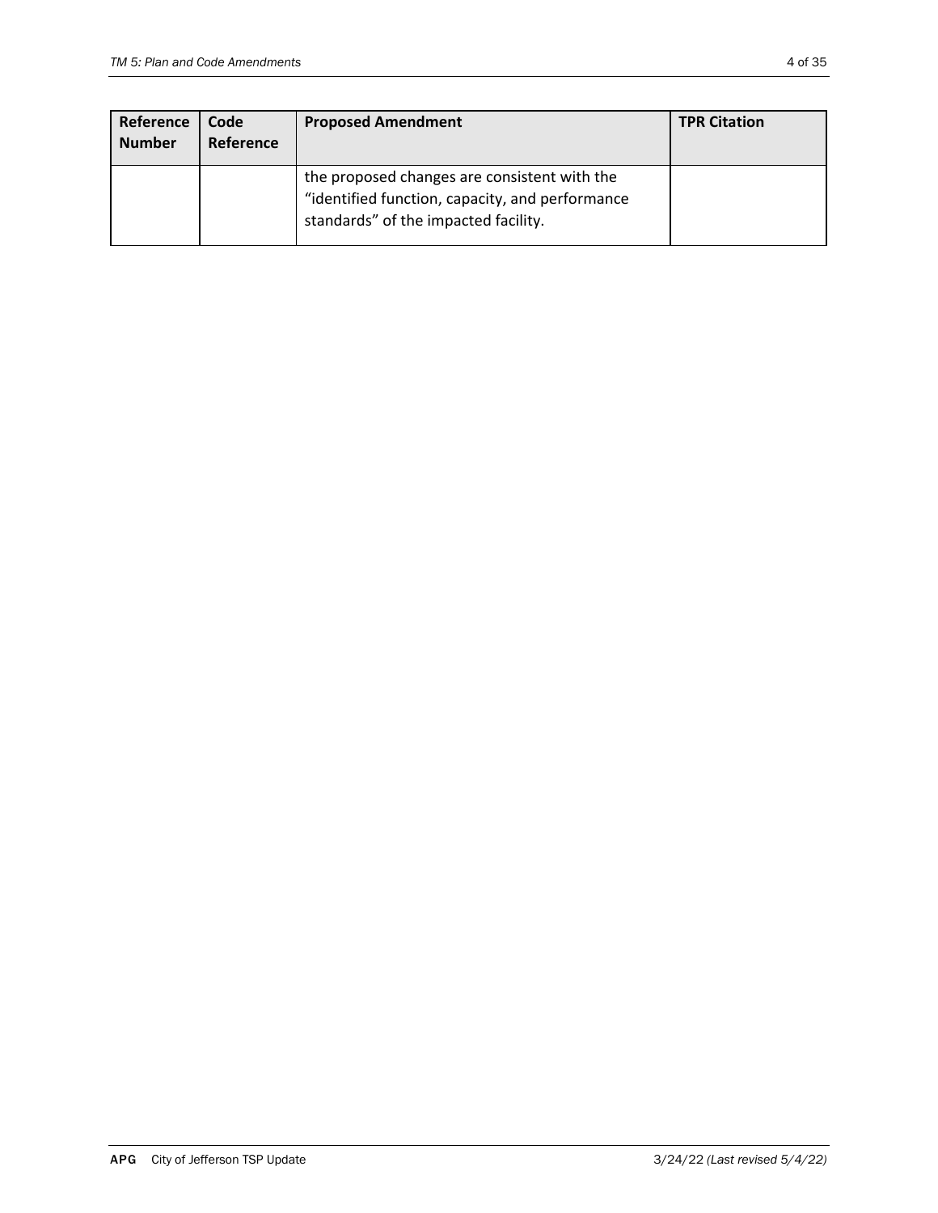| Reference Number | Code Reference | Proposed Amendment | TPR Citation |
|---|---|---|---|
| | | the proposed changes are consistent with the "identified function, capacity, and performance standards" of the impacted facility. | |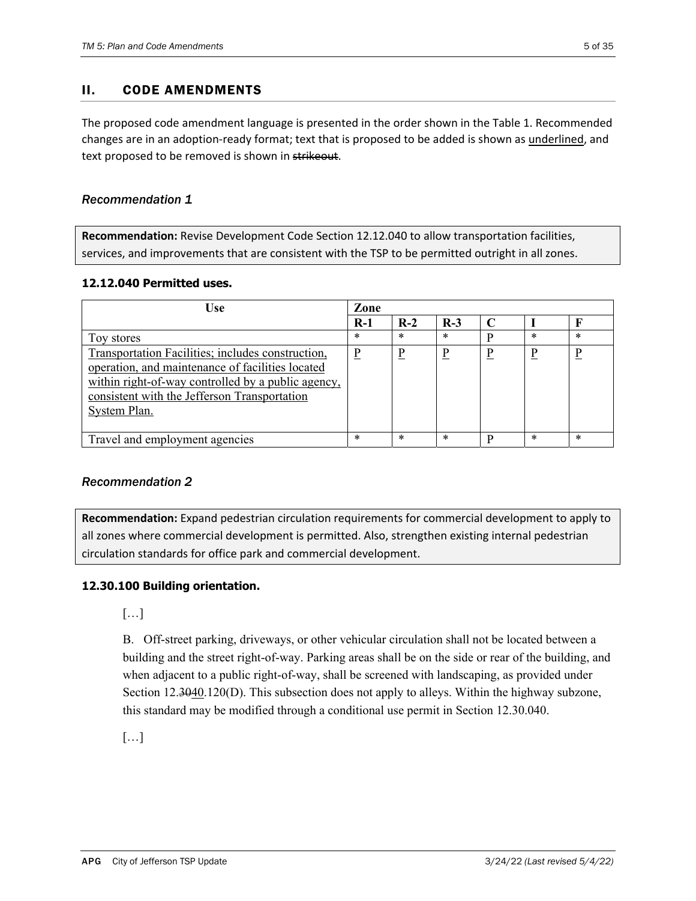## II. CODE AMENDMENTS

The proposed code amendment language is presented in the order shown in the Table 1. Recommended changes are in an adoption-ready format; text that is proposed to be added is shown as <u>underlined</u>, and text proposed to be removed is shown in ~~strikeout~~.

### *Recommendation 1*

**Recommendation:** Revise Development Code Section 12.12.040 to allow transportation facilities, services, and improvements that are consistent with the TSP to be permitted outright in all zones.

#### 12.12.040 Permitted uses.

| Use | Zone | | | | | |
|---|---|---|---|---|---|---|
| | **R-1** | **R-2** | **R-3** | **C** | **I** | **F** |
| Toy stores | * | * | * | P | * | * |
| <u>Transportation Facilities; includes construction, operation, and maintenance of facilities located within right-of-way controlled by a public agency, consistent with the Jefferson Transportation System Plan.</u> | <u>P</u> | <u>P</u> | <u>P</u> | <u>P</u> | <u>P</u> | <u>P</u> |
| Travel and employment agencies | * | * | * | P | * | * |

### *Recommendation 2*

**Recommendation:** Expand pedestrian circulation requirements for commercial development to apply to all zones where commercial development is permitted. Also, strengthen existing internal pedestrian circulation standards for office park and commercial development.

#### 12.30.100 Building orientation.

[…]

B. Off-street parking, driveways, or other vehicular circulation shall not be located between a building and the street right-of-way. Parking areas shall be on the side or rear of the building, and when adjacent to a public right-of-way, shall be screened with landscaping, as provided under Section 12.~~30~~<u>40</u>.120(D). This subsection does not apply to alleys. Within the highway subzone, this standard may be modified through a conditional use permit in Section 12.30.040.

[…]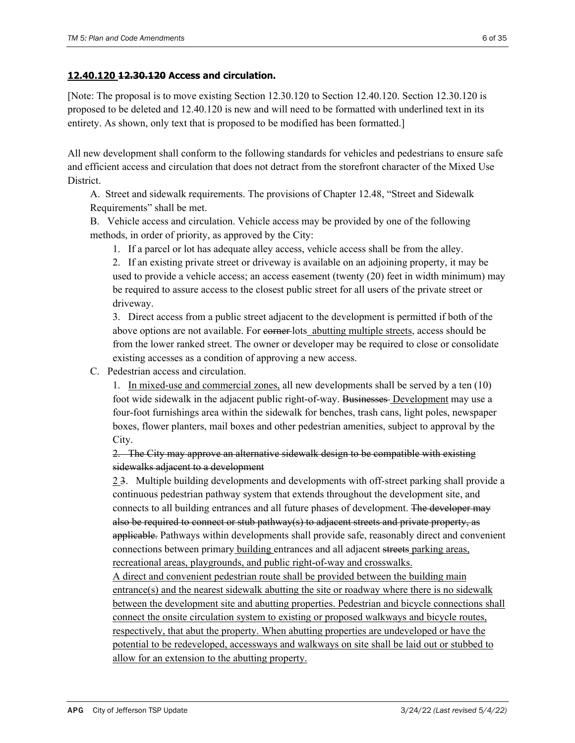**<u>12.40.120</u> ~~12.30.120~~ Access and circulation.**

[Note: The proposal is to move existing Section 12.30.120 to Section 12.40.120. Section 12.30.120 is proposed to be deleted and 12.40.120 is new and will need to be formatted with underlined text in its entirety. As shown, only text that is proposed to be modified has been formatted.]

All new development shall conform to the following standards for vehicles and pedestrians to ensure safe and efficient access and circulation that does not detract from the storefront character of the Mixed Use District.

A. Street and sidewalk requirements. The provisions of Chapter 12.48, "Street and Sidewalk Requirements" shall be met.

B. Vehicle access and circulation. Vehicle access may be provided by one of the following methods, in order of priority, as approved by the City:

1. If a parcel or lot has adequate alley access, vehicle access shall be from the alley.
2. If an existing private street or driveway is available on an adjoining property, it may be used to provide a vehicle access; an access easement (twenty (20) feet in width minimum) may be required to assure access to the closest public street for all users of the private street or driveway.
3. Direct access from a public street adjacent to the development is permitted if both of the above options are not available. For ~~corner~~ lots <u>abutting multiple streets</u>, access should be from the lower ranked street. The owner or developer may be required to close or consolidate existing accesses as a condition of approving a new access.

C. Pedestrian access and circulation.

1. <u>In mixed-use and commercial zones,</u> all new developments shall be served by a ten (10) foot wide sidewalk in the adjacent public right-of-way. ~~Businesses~~ <u>Development</u> may use a four-foot furnishings area within the sidewalk for benches, trash cans, light poles, newspaper boxes, flower planters, mail boxes and other pedestrian amenities, subject to approval by the City.

~~2. The City may approve an alternative sidewalk design to be compatible with existing sidewalks adjacent to a development~~

<u>2</u> ~~3~~. Multiple building developments and developments with off-street parking shall provide a continuous pedestrian pathway system that extends throughout the development site, and connects to all building entrances and all future phases of development. ~~The developer may also be required to connect or stub pathway(s) to adjacent streets and private property, as applicable.~~ Pathways within developments shall provide safe, reasonably direct and convenient connections between primary <u>building</u> entrances and all adjacent ~~streets~~ <u>parking areas, recreational areas, playgrounds, and public right-of-way and crosswalks.</u>

<u>A direct and convenient pedestrian route shall be provided between the building main entrance(s) and the nearest sidewalk abutting the site or roadway where there is no sidewalk between the development site and abutting properties. Pedestrian and bicycle connections shall connect the onsite circulation system to existing or proposed walkways and bicycle routes, respectively, that abut the property. When abutting properties are undeveloped or have the potential to be redeveloped, accessways and walkways on site shall be laid out or stubbed to allow for an extension to the abutting property.</u>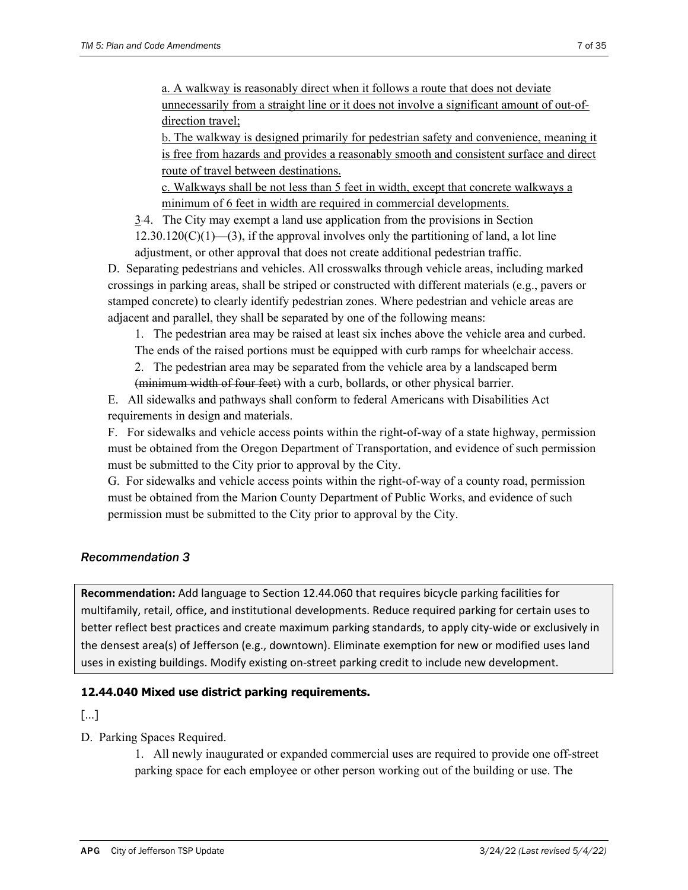a. <u>A walkway is reasonably direct when it follows a route that does not deviate unnecessarily from a straight line or it does not involve a significant amount of out-of-direction travel;</u>

b. <u>The walkway is designed primarily for pedestrian safety and convenience, meaning it is free from hazards and provides a reasonably smooth and consistent surface and direct route of travel between destinations.</u>

c. <u>Walkways shall be not less than 5 feet in width, except that concrete walkways a minimum of 6 feet in width are required in commercial developments.</u>

<u>3</u>~~4~~. The City may exempt a land use application from the provisions in Section 12.30.120(C)(1)—(3), if the approval involves only the partitioning of land, a lot line adjustment, or other approval that does not create additional pedestrian traffic.

D. Separating pedestrians and vehicles. All crosswalks through vehicle areas, including marked crossings in parking areas, shall be striped or constructed with different materials (e.g., pavers or stamped concrete) to clearly identify pedestrian zones. Where pedestrian and vehicle areas are adjacent and parallel, they shall be separated by one of the following means:

1. The pedestrian area may be raised at least six inches above the vehicle area and curbed. The ends of the raised portions must be equipped with curb ramps for wheelchair access.
2. The pedestrian area may be separated from the vehicle area by a landscaped berm ~~(minimum width of four feet)~~ with a curb, bollards, or other physical barrier.

E. All sidewalks and pathways shall conform to federal Americans with Disabilities Act requirements in design and materials.

F. For sidewalks and vehicle access points within the right-of-way of a state highway, permission must be obtained from the Oregon Department of Transportation, and evidence of such permission must be submitted to the City prior to approval by the City.

G. For sidewalks and vehicle access points within the right-of-way of a county road, permission must be obtained from the Marion County Department of Public Works, and evidence of such permission must be submitted to the City prior to approval by the City.

### *Recommendation 3*

> **Recommendation:** Add language to Section 12.44.060 that requires bicycle parking facilities for multifamily, retail, office, and institutional developments. Reduce required parking for certain uses to better reflect best practices and create maximum parking standards, to apply city-wide or exclusively in the densest area(s) of Jefferson (e.g., downtown). Eliminate exemption for new or modified uses land uses in existing buildings. Modify existing on-street parking credit to include new development.

#### **12.44.040 Mixed use district parking requirements.**

[...]

D. Parking Spaces Required.

1. All newly inaugurated or expanded commercial uses are required to provide one off-street parking space for each employee or other person working out of the building or use. The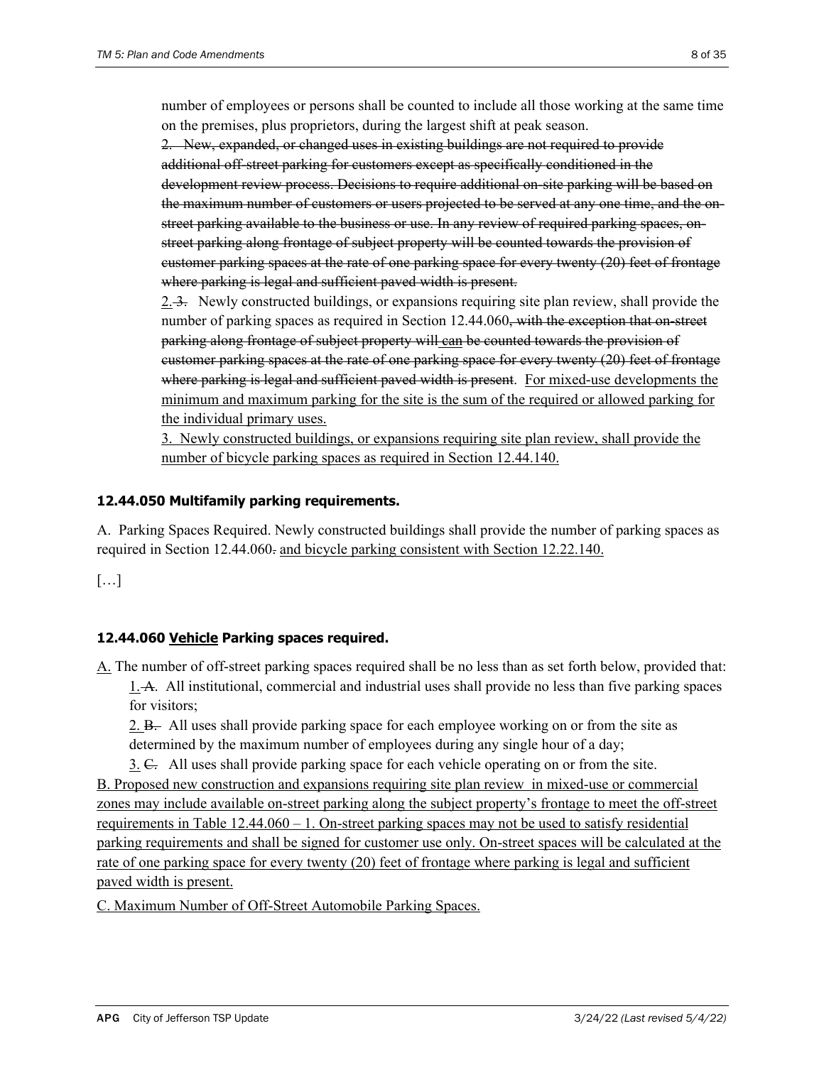number of employees or persons shall be counted to include all those working at the same time on the premises, plus proprietors, during the largest shift at peak season.

~~2. New, expanded, or changed uses in existing buildings are not required to provide additional off-street parking for customers except as specifically conditioned in the development review process. Decisions to require additional on-site parking will be based on the maximum number of customers or users projected to be served at any one time, and the on-street parking available to the business or use. In any review of required parking spaces, on-street parking along frontage of subject property will be counted towards the provision of customer parking spaces at the rate of one parking space for every twenty (20) feet of frontage where parking is legal and sufficient paved width is present.~~

<u>2.</u> ~~3.~~ Newly constructed buildings, or expansions requiring site plan review, shall provide the number of parking spaces as required in Section 12.44.060~~, with the exception that on-street parking along frontage of subject property will~~ <u>can</u> ~~be counted towards the provision of customer parking spaces at the rate of one parking space for every twenty (20) feet of frontage where parking is legal and sufficient paved width is present~~. <u>For mixed-use developments the minimum and maximum parking for the site is the sum of the required or allowed parking for the individual primary uses.</u>

<u>3. Newly constructed buildings, or expansions requiring site plan review, shall provide the number of bicycle parking spaces as required in Section 12.44.140.</u>

### 12.44.050 Multifamily parking requirements.

A. Parking Spaces Required. Newly constructed buildings shall provide the number of parking spaces as required in Section 12.44.060~~.~~ <u>and bicycle parking consistent with Section 12.22.140.</u>

[…]

### 12.44.060 <u>Vehicle</u> Parking spaces required.

<u>A.</u> The number of off-street parking spaces required shall be no less than as set forth below, provided that:

<u>1.</u> ~~A.~~ All institutional, commercial and industrial uses shall provide no less than five parking spaces for visitors;

<u>2.</u> ~~B.~~ All uses shall provide parking space for each employee working on or from the site as determined by the maximum number of employees during any single hour of a day;

<u>3.</u> ~~C.~~ All uses shall provide parking space for each vehicle operating on or from the site.

<u>B. Proposed new construction and expansions requiring site plan review in mixed-use or commercial zones may include available on-street parking along the subject property's frontage to meet the off-street requirements in Table 12.44.060 – 1. On-street parking spaces may not be used to satisfy residential parking requirements and shall be signed for customer use only. On-street spaces will be calculated at the rate of one parking space for every twenty (20) feet of frontage where parking is legal and sufficient paved width is present.</u>

<u>C. Maximum Number of Off-Street Automobile Parking Spaces.</u>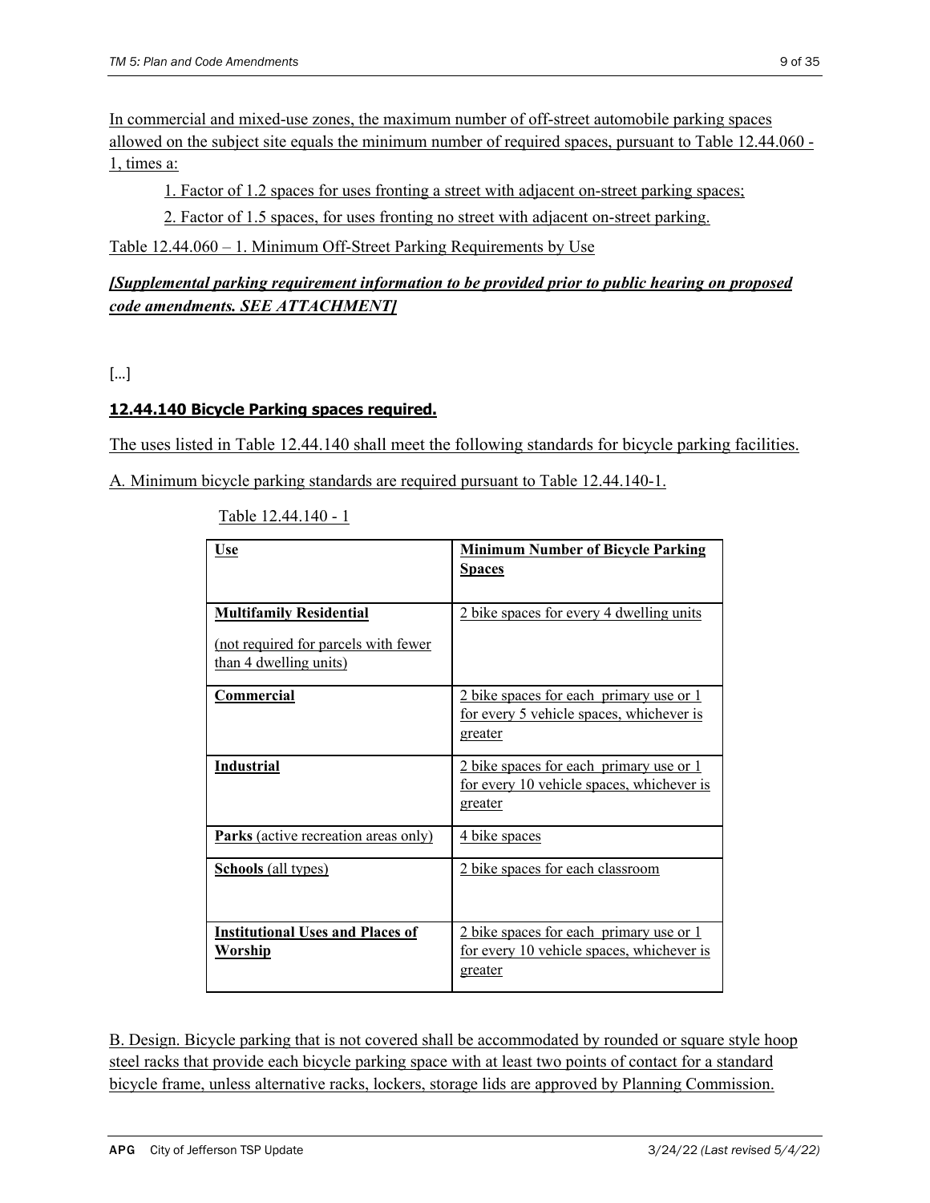In commercial and mixed-use zones, the maximum number of off-street automobile parking spaces allowed on the subject site equals the minimum number of required spaces, pursuant to Table 12.44.060 - 1, times a:

1. Factor of 1.2 spaces for uses fronting a street with adjacent on-street parking spaces;
2. Factor of 1.5 spaces, for uses fronting no street with adjacent on-street parking.

Table 12.44.060 – 1. Minimum Off-Street Parking Requirements by Use

***[Supplemental parking requirement information to be provided prior to public hearing on proposed code amendments. SEE ATTACHMENT]***

[…]

### 12.44.140 Bicycle Parking spaces required.

The uses listed in Table 12.44.140 shall meet the following standards for bicycle parking facilities.

A. Minimum bicycle parking standards are required pursuant to Table 12.44.140-1.

Table 12.44.140 - 1

| Use | Minimum Number of Bicycle Parking Spaces |
|---|---|
| **Multifamily Residential** (not required for parcels with fewer than 4 dwelling units) | 2 bike spaces for every 4 dwelling units |
| **Commercial** | 2 bike spaces for each primary use or 1 for every 5 vehicle spaces, whichever is greater |
| **Industrial** | 2 bike spaces for each primary use or 1 for every 10 vehicle spaces, whichever is greater |
| **Parks** (active recreation areas only) | 4 bike spaces |
| **Schools** (all types) | 2 bike spaces for each classroom |
| **Institutional Uses and Places of Worship** | 2 bike spaces for each primary use or 1 for every 10 vehicle spaces, whichever is greater |

B. Design. Bicycle parking that is not covered shall be accommodated by rounded or square style hoop steel racks that provide each bicycle parking space with at least two points of contact for a standard bicycle frame, unless alternative racks, lockers, storage lids are approved by Planning Commission.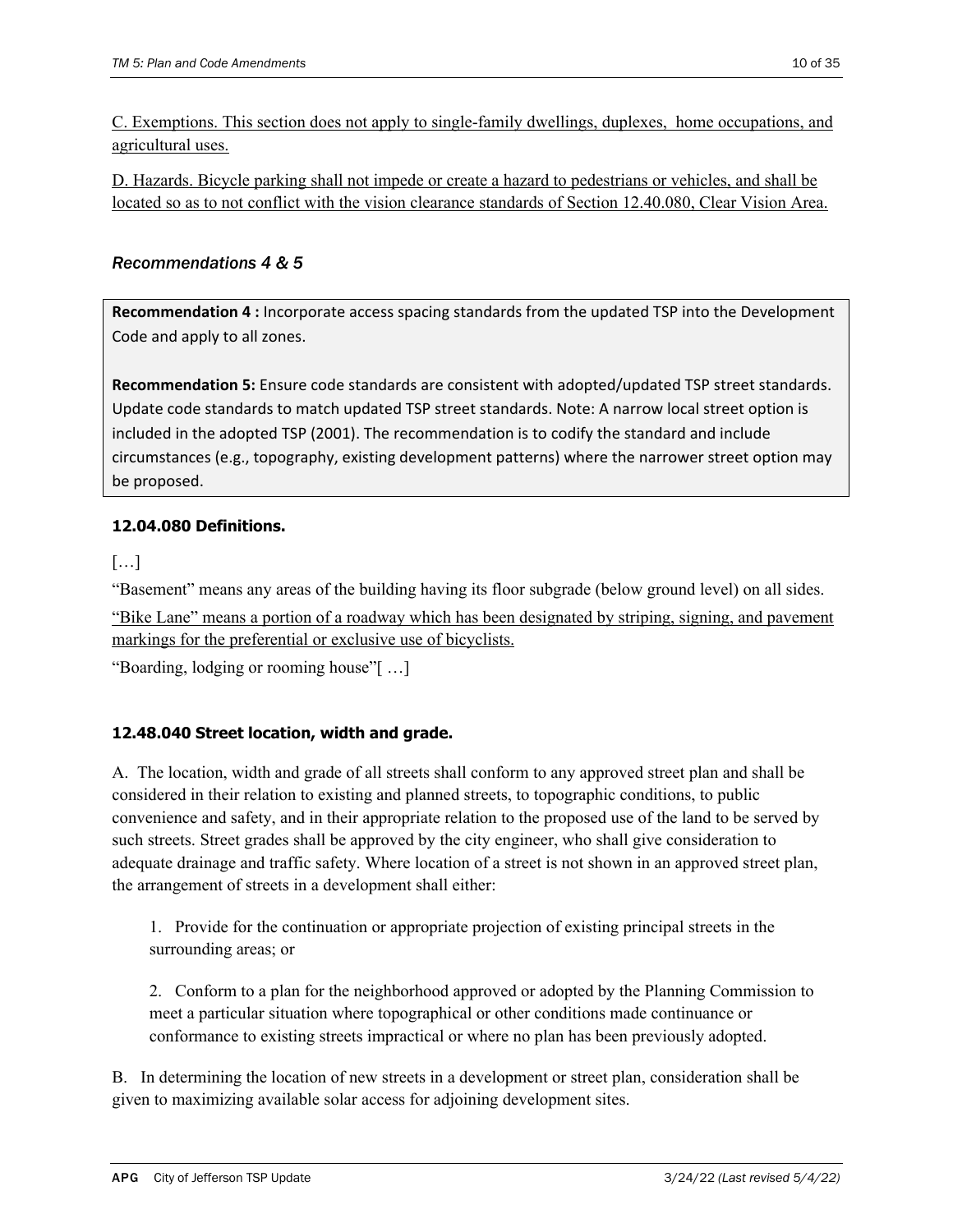C. Exemptions. This section does not apply to single-family dwellings, duplexes, home occupations, and agricultural uses.

D. Hazards. Bicycle parking shall not impede or create a hazard to pedestrians or vehicles, and shall be located so as to not conflict with the vision clearance standards of Section 12.40.080, Clear Vision Area.

### *Recommendations 4 & 5*

> **Recommendation 4 :** Incorporate access spacing standards from the updated TSP into the Development Code and apply to all zones.
>
> **Recommendation 5:** Ensure code standards are consistent with adopted/updated TSP street standards. Update code standards to match updated TSP street standards. Note: A narrow local street option is included in the adopted TSP (2001). The recommendation is to codify the standard and include circumstances (e.g., topography, existing development patterns) where the narrower street option may be proposed.

#### 12.04.080 Definitions.

[…]

"Basement" means any areas of the building having its floor subgrade (below ground level) on all sides.

"Bike Lane" means a portion of a roadway which has been designated by striping, signing, and pavement markings for the preferential or exclusive use of bicyclists.

"Boarding, lodging or rooming house"[ …]

#### 12.48.040 Street location, width and grade.

A. The location, width and grade of all streets shall conform to any approved street plan and shall be considered in their relation to existing and planned streets, to topographic conditions, to public convenience and safety, and in their appropriate relation to the proposed use of the land to be served by such streets. Street grades shall be approved by the city engineer, who shall give consideration to adequate drainage and traffic safety. Where location of a street is not shown in an approved street plan, the arrangement of streets in a development shall either:

1. Provide for the continuation or appropriate projection of existing principal streets in the surrounding areas; or

2. Conform to a plan for the neighborhood approved or adopted by the Planning Commission to meet a particular situation where topographical or other conditions made continuance or conformance to existing streets impractical or where no plan has been previously adopted.

B. In determining the location of new streets in a development or street plan, consideration shall be given to maximizing available solar access for adjoining development sites.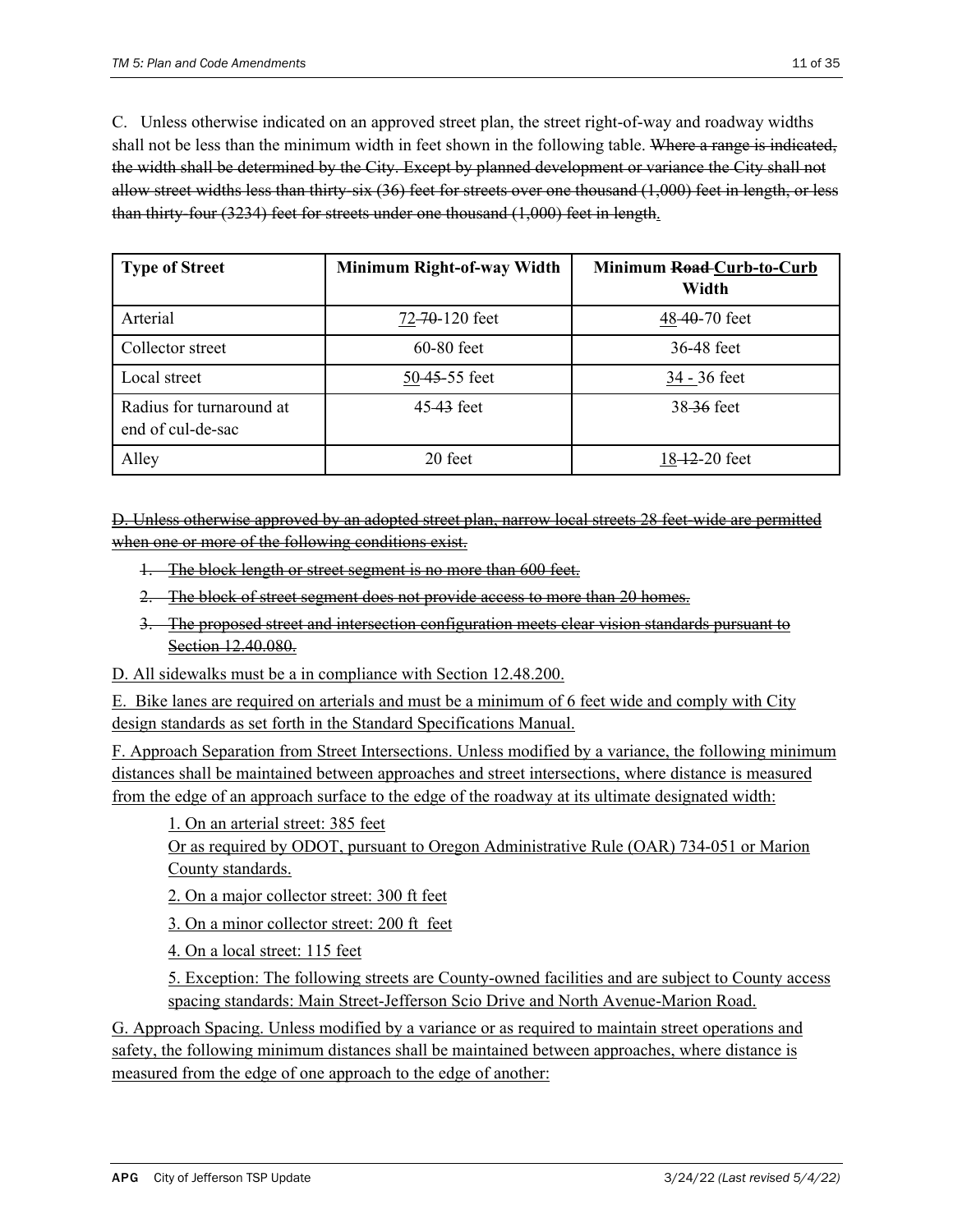C. Unless otherwise indicated on an approved street plan, the street right-of-way and roadway widths shall not be less than the minimum width in feet shown in the following table. ~~Where a range is indicated, the width shall be determined by the City. Except by planned development or variance the City shall not allow street widths less than thirty-six (36) feet for streets over one thousand (1,000) feet in length, or less than thirty-four (3234) feet for streets under one thousand (1,000) feet in length~~.

| Type of Street | Minimum Right-of-way Width | Minimum ~~Road~~ Curb-to-Curb Width |
|---|---|---|
| Arterial | 72 ~~70~~-120 feet | 48 ~~40~~-70 feet |
| Collector street | 60-80 feet | 36-48 feet |
| Local street | 50 ~~45~~-55 feet | 34 - 36 feet |
| Radius for turnaround at end of cul-de-sac | 45 ~~43~~ feet | 38 ~~36~~ feet |
| Alley | 20 feet | 18 ~~12~~-20 feet |

~~D. Unless otherwise approved by an adopted street plan, narrow local streets 28 feet-wide are permitted when one or more of the following conditions exist.~~

1. ~~The block length or street segment is no more than 600 feet.~~
2. ~~The block of street segment does not provide access to more than 20 homes.~~
3. ~~The proposed street and intersection configuration meets clear vision standards pursuant to Section 12.40.080.~~

D. All sidewalks must be a in compliance with Section 12.48.200.

E. Bike lanes are required on arterials and must be a minimum of 6 feet wide and comply with City design standards as set forth in the Standard Specifications Manual.

F. Approach Separation from Street Intersections. Unless modified by a variance, the following minimum distances shall be maintained between approaches and street intersections, where distance is measured from the edge of an approach surface to the edge of the roadway at its ultimate designated width:

1. On an arterial street: 385 feet
   Or as required by ODOT, pursuant to Oregon Administrative Rule (OAR) 734-051 or Marion County standards.
2. On a major collector street: 300 ft feet
3. On a minor collector street: 200 ft feet
4. On a local street: 115 feet
5. Exception: The following streets are County-owned facilities and are subject to County access spacing standards: Main Street-Jefferson Scio Drive and North Avenue-Marion Road.

G. Approach Spacing. Unless modified by a variance or as required to maintain street operations and safety, the following minimum distances shall be maintained between approaches, where distance is measured from the edge of one approach to the edge of another: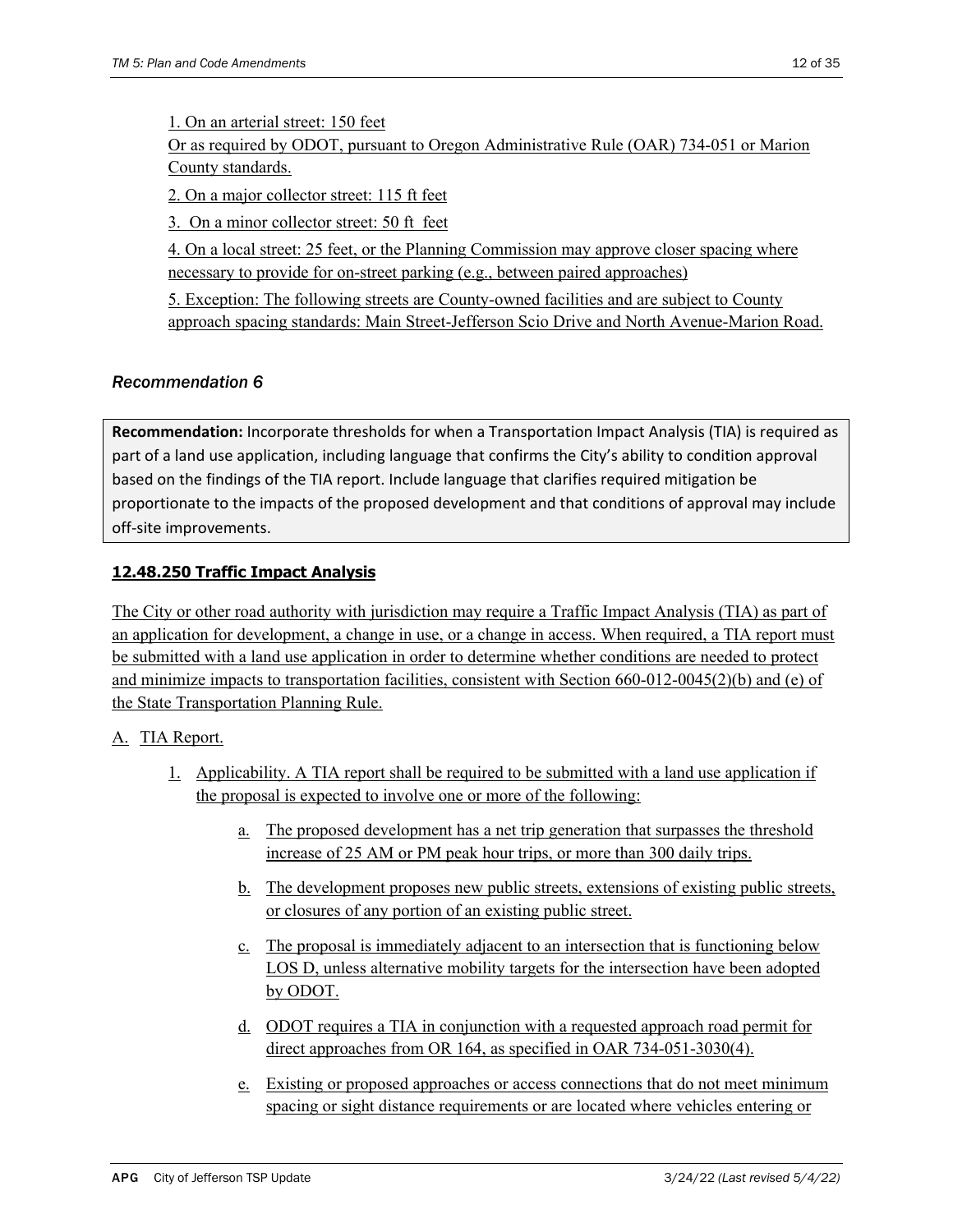1. On an arterial street: 150 feet
Or as required by ODOT, pursuant to Oregon Administrative Rule (OAR) 734-051 or Marion County standards.

2. On a major collector street: 115 ft feet

3. On a minor collector street: 50 ft feet

4. On a local street: 25 feet, or the Planning Commission may approve closer spacing where necessary to provide for on-street parking (e.g., between paired approaches)

5. Exception: The following streets are County-owned facilities and are subject to County approach spacing standards: Main Street-Jefferson Scio Drive and North Avenue-Marion Road.

### *Recommendation 6*

**Recommendation:** Incorporate thresholds for when a Transportation Impact Analysis (TIA) is required as part of a land use application, including language that confirms the City's ability to condition approval based on the findings of the TIA report. Include language that clarifies required mitigation be proportionate to the impacts of the proposed development and that conditions of approval may include off-site improvements.

### **12.48.250 Traffic Impact Analysis**

The City or other road authority with jurisdiction may require a Traffic Impact Analysis (TIA) as part of an application for development, a change in use, or a change in access. When required, a TIA report must be submitted with a land use application in order to determine whether conditions are needed to protect and minimize impacts to transportation facilities, consistent with Section 660-012-0045(2)(b) and (e) of the State Transportation Planning Rule.

A. TIA Report.

1. Applicability. A TIA report shall be required to be submitted with a land use application if the proposal is expected to involve one or more of the following:

   a. The proposed development has a net trip generation that surpasses the threshold increase of 25 AM or PM peak hour trips, or more than 300 daily trips.

   b. The development proposes new public streets, extensions of existing public streets, or closures of any portion of an existing public street.

   c. The proposal is immediately adjacent to an intersection that is functioning below LOS D, unless alternative mobility targets for the intersection have been adopted by ODOT.

   d. ODOT requires a TIA in conjunction with a requested approach road permit for direct approaches from OR 164, as specified in OAR 734-051-3030(4).

   e. Existing or proposed approaches or access connections that do not meet minimum spacing or sight distance requirements or are located where vehicles entering or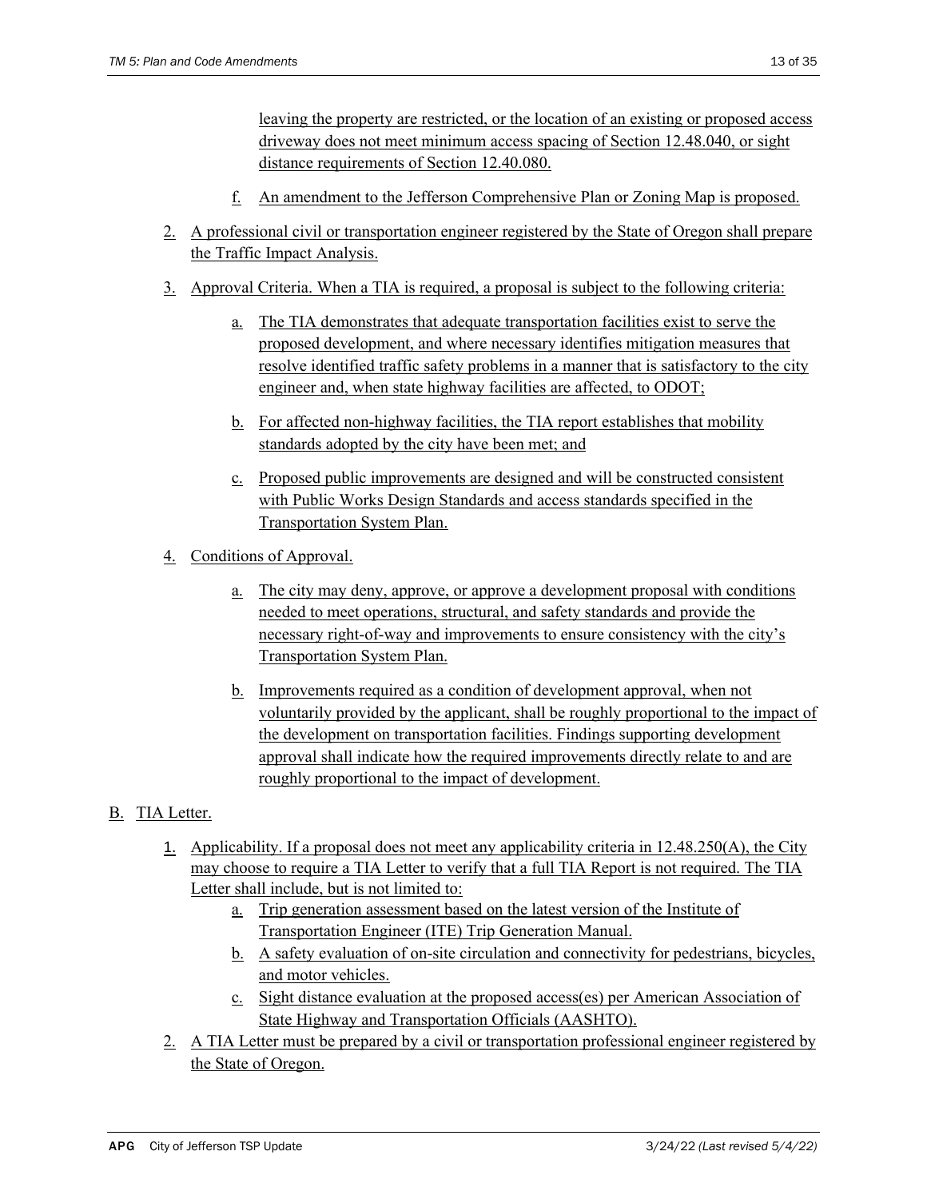leaving the property are restricted, or the location of an existing or proposed access driveway does not meet minimum access spacing of Section 12.48.040, or sight distance requirements of Section 12.40.080.

   f. An amendment to the Jefferson Comprehensive Plan or Zoning Map is proposed.

2. A professional civil or transportation engineer registered by the State of Oregon shall prepare the Traffic Impact Analysis.

3. Approval Criteria. When a TIA is required, a proposal is subject to the following criteria:

   a. The TIA demonstrates that adequate transportation facilities exist to serve the proposed development, and where necessary identifies mitigation measures that resolve identified traffic safety problems in a manner that is satisfactory to the city engineer and, when state highway facilities are affected, to ODOT;

   b. For affected non-highway facilities, the TIA report establishes that mobility standards adopted by the city have been met; and

   c. Proposed public improvements are designed and will be constructed consistent with Public Works Design Standards and access standards specified in the Transportation System Plan.

4. Conditions of Approval.

   a. The city may deny, approve, or approve a development proposal with conditions needed to meet operations, structural, and safety standards and provide the necessary right-of-way and improvements to ensure consistency with the city's Transportation System Plan.

   b. Improvements required as a condition of development approval, when not voluntarily provided by the applicant, shall be roughly proportional to the impact of the development on transportation facilities. Findings supporting development approval shall indicate how the required improvements directly relate to and are roughly proportional to the impact of development.

B. TIA Letter.

1. Applicability. If a proposal does not meet any applicability criteria in 12.48.250(A), the City may choose to require a TIA Letter to verify that a full TIA Report is not required. The TIA Letter shall include, but is not limited to:
   a. Trip generation assessment based on the latest version of the Institute of Transportation Engineer (ITE) Trip Generation Manual.
   b. A safety evaluation of on-site circulation and connectivity for pedestrians, bicycles, and motor vehicles.
   c. Sight distance evaluation at the proposed access(es) per American Association of State Highway and Transportation Officials (AASHTO).
2. A TIA Letter must be prepared by a civil or transportation professional engineer registered by the State of Oregon.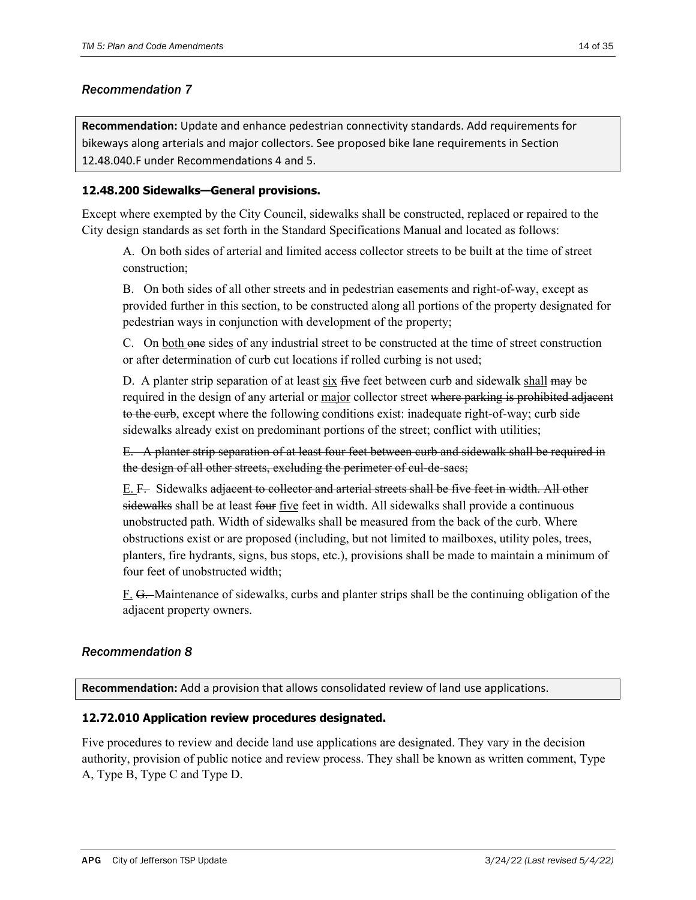### *Recommendation 7*

**Recommendation:** Update and enhance pedestrian connectivity standards. Add requirements for bikeways along arterials and major collectors. See proposed bike lane requirements in Section 12.48.040.F under Recommendations 4 and 5.

#### 12.48.200 Sidewalks—General provisions.

Except where exempted by the City Council, sidewalks shall be constructed, replaced or repaired to the City design standards as set forth in the Standard Specifications Manual and located as follows:

A. On both sides of arterial and limited access collector streets to be built at the time of street construction;

B. On both sides of all other streets and in pedestrian easements and right-of-way, except as provided further in this section, to be constructed along all portions of the property designated for pedestrian ways in conjunction with development of the property;

C. On <u>both</u> ~~one~~ side<u>s</u> of any industrial street to be constructed at the time of street construction or after determination of curb cut locations if rolled curbing is not used;

D. A planter strip separation of at least <u>six</u> ~~five~~ feet between curb and sidewalk <u>shall</u> ~~may~~ be required in the design of any arterial or <u>major</u> collector street ~~where parking is prohibited adjacent to the curb~~, except where the following conditions exist: inadequate right-of-way; curb side sidewalks already exist on predominant portions of the street; conflict with utilities;

~~E. A planter strip separation of at least four feet between curb and sidewalk shall be required in the design of all other streets, excluding the perimeter of cul-de-sacs;~~

<u>E.</u> ~~F.~~ Sidewalks ~~adjacent to collector and arterial streets shall be five feet in width. All other sidewalks~~ shall be at least ~~four~~ <u>five</u> feet in width. All sidewalks shall provide a continuous unobstructed path. Width of sidewalks shall be measured from the back of the curb. Where obstructions exist or are proposed (including, but not limited to mailboxes, utility poles, trees, planters, fire hydrants, signs, bus stops, etc.), provisions shall be made to maintain a minimum of four feet of unobstructed width;

<u>F.</u> ~~G.~~ Maintenance of sidewalks, curbs and planter strips shall be the continuing obligation of the adjacent property owners.

### *Recommendation 8*

**Recommendation:** Add a provision that allows consolidated review of land use applications.

#### 12.72.010 Application review procedures designated.

Five procedures to review and decide land use applications are designated. They vary in the decision authority, provision of public notice and review process. They shall be known as written comment, Type A, Type B, Type C and Type D.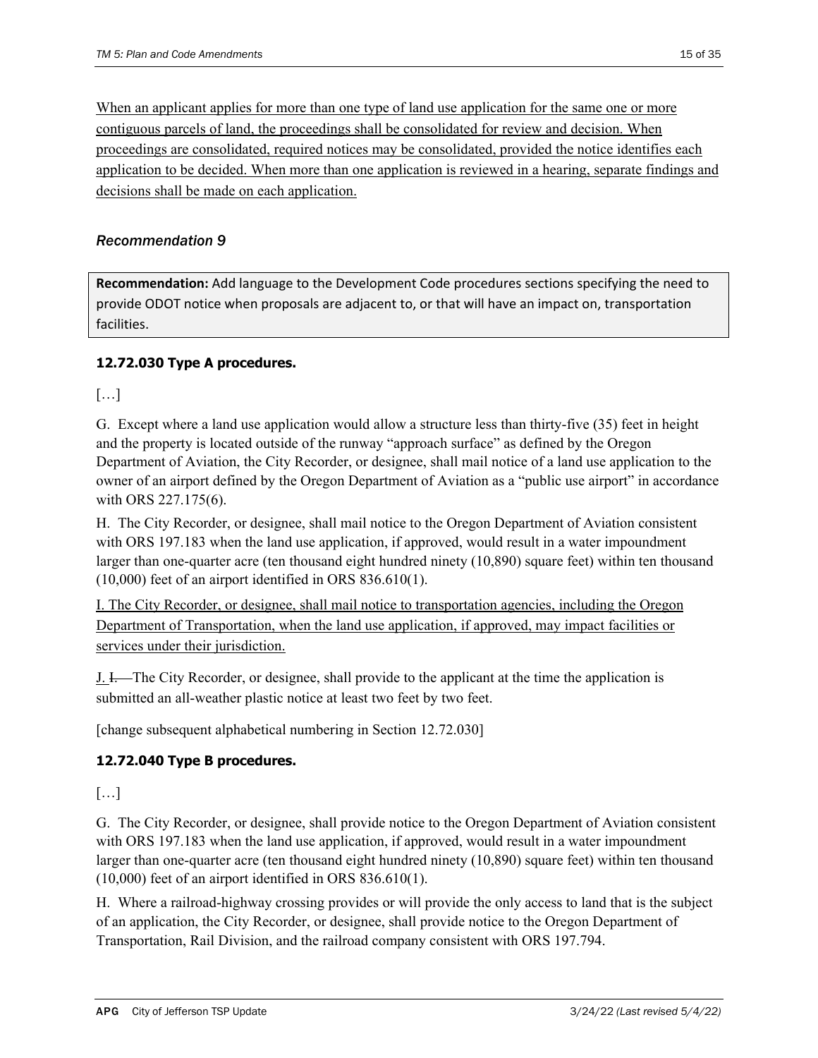<u>When an applicant applies for more than one type of land use application for the same one or more contiguous parcels of land, the proceedings shall be consolidated for review and decision. When proceedings are consolidated, required notices may be consolidated, provided the notice identifies each application to be decided. When more than one application is reviewed in a hearing, separate findings and decisions shall be made on each application.</u>

### *Recommendation 9*

> **Recommendation:** Add language to the Development Code procedures sections specifying the need to provide ODOT notice when proposals are adjacent to, or that will have an impact on, transportation facilities.

#### 12.72.030 Type A procedures.

[…]

G. Except where a land use application would allow a structure less than thirty-five (35) feet in height and the property is located outside of the runway "approach surface" as defined by the Oregon Department of Aviation, the City Recorder, or designee, shall mail notice of a land use application to the owner of an airport defined by the Oregon Department of Aviation as a "public use airport" in accordance with ORS 227.175(6).

H. The City Recorder, or designee, shall mail notice to the Oregon Department of Aviation consistent with ORS 197.183 when the land use application, if approved, would result in a water impoundment larger than one-quarter acre (ten thousand eight hundred ninety (10,890) square feet) within ten thousand (10,000) feet of an airport identified in ORS 836.610(1).

<u>I. The City Recorder, or designee, shall mail notice to transportation agencies, including the Oregon Department of Transportation, when the land use application, if approved, may impact facilities or services under their jurisdiction.</u>

<u>J.</u> ~~I.~~ The City Recorder, or designee, shall provide to the applicant at the time the application is submitted an all-weather plastic notice at least two feet by two feet.

[change subsequent alphabetical numbering in Section 12.72.030]

#### 12.72.040 Type B procedures.

[…]

G. The City Recorder, or designee, shall provide notice to the Oregon Department of Aviation consistent with ORS 197.183 when the land use application, if approved, would result in a water impoundment larger than one-quarter acre (ten thousand eight hundred ninety (10,890) square feet) within ten thousand (10,000) feet of an airport identified in ORS 836.610(1).

H. Where a railroad-highway crossing provides or will provide the only access to land that is the subject of an application, the City Recorder, or designee, shall provide notice to the Oregon Department of Transportation, Rail Division, and the railroad company consistent with ORS 197.794.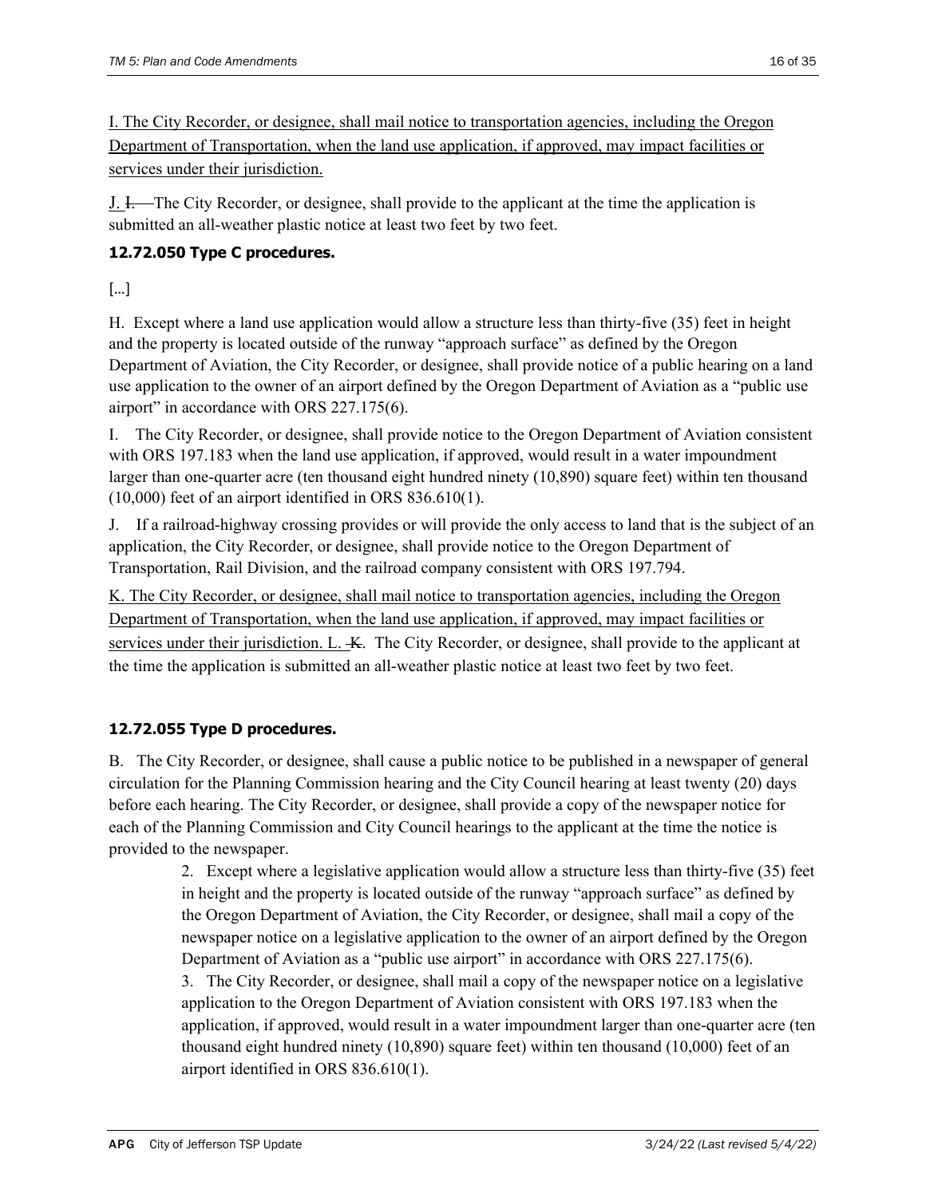<u>I. The City Recorder, or designee, shall mail notice to transportation agencies, including the Oregon Department of Transportation, when the land use application, if approved, may impact facilities or services under their jurisdiction.</u>

<u>J.</u> ~~I.~~ The City Recorder, or designee, shall provide to the applicant at the time the application is submitted an all-weather plastic notice at least two feet by two feet.

### 12.72.050 Type C procedures.

[…]

H. Except where a land use application would allow a structure less than thirty-five (35) feet in height and the property is located outside of the runway "approach surface" as defined by the Oregon Department of Aviation, the City Recorder, or designee, shall provide notice of a public hearing on a land use application to the owner of an airport defined by the Oregon Department of Aviation as a "public use airport" in accordance with ORS 227.175(6).

I. The City Recorder, or designee, shall provide notice to the Oregon Department of Aviation consistent with ORS 197.183 when the land use application, if approved, would result in a water impoundment larger than one-quarter acre (ten thousand eight hundred ninety (10,890) square feet) within ten thousand (10,000) feet of an airport identified in ORS 836.610(1).

J. If a railroad-highway crossing provides or will provide the only access to land that is the subject of an application, the City Recorder, or designee, shall provide notice to the Oregon Department of Transportation, Rail Division, and the railroad company consistent with ORS 197.794.

<u>K. The City Recorder, or designee, shall mail notice to transportation agencies, including the Oregon Department of Transportation, when the land use application, if approved, may impact facilities or services under their jurisdiction. L.</u> ~~K.~~ The City Recorder, or designee, shall provide to the applicant at the time the application is submitted an all-weather plastic notice at least two feet by two feet.

### 12.72.055 Type D procedures.

B. The City Recorder, or designee, shall cause a public notice to be published in a newspaper of general circulation for the Planning Commission hearing and the City Council hearing at least twenty (20) days before each hearing. The City Recorder, or designee, shall provide a copy of the newspaper notice for each of the Planning Commission and City Council hearings to the applicant at the time the notice is provided to the newspaper.

2. Except where a legislative application would allow a structure less than thirty-five (35) feet in height and the property is located outside of the runway "approach surface" as defined by the Oregon Department of Aviation, the City Recorder, or designee, shall mail a copy of the newspaper notice on a legislative application to the owner of an airport defined by the Oregon Department of Aviation as a "public use airport" in accordance with ORS 227.175(6).
3. The City Recorder, or designee, shall mail a copy of the newspaper notice on a legislative application to the Oregon Department of Aviation consistent with ORS 197.183 when the application, if approved, would result in a water impoundment larger than one-quarter acre (ten thousand eight hundred ninety (10,890) square feet) within ten thousand (10,000) feet of an airport identified in ORS 836.610(1).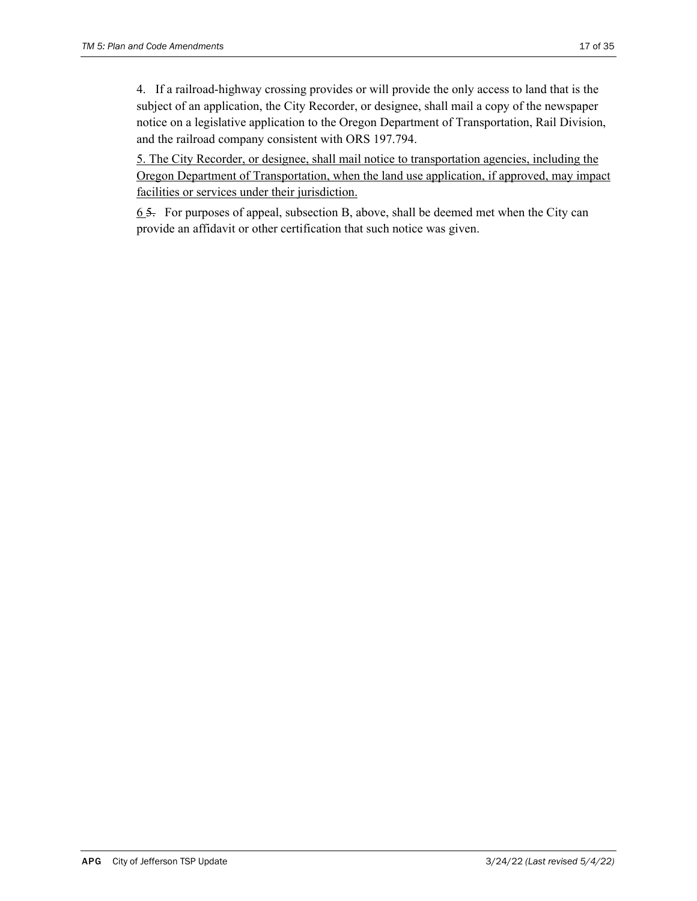4. If a railroad-highway crossing provides or will provide the only access to land that is the subject of an application, the City Recorder, or designee, shall mail a copy of the newspaper notice on a legislative application to the Oregon Department of Transportation, Rail Division, and the railroad company consistent with ORS 197.794.

<u>5. The City Recorder, or designee, shall mail notice to transportation agencies, including the Oregon Department of Transportation, when the land use application, if approved, may impact facilities or services under their jurisdiction.</u>

<u>6</u> ~~5.~~ For purposes of appeal, subsection B, above, shall be deemed met when the City can provide an affidavit or other certification that such notice was given.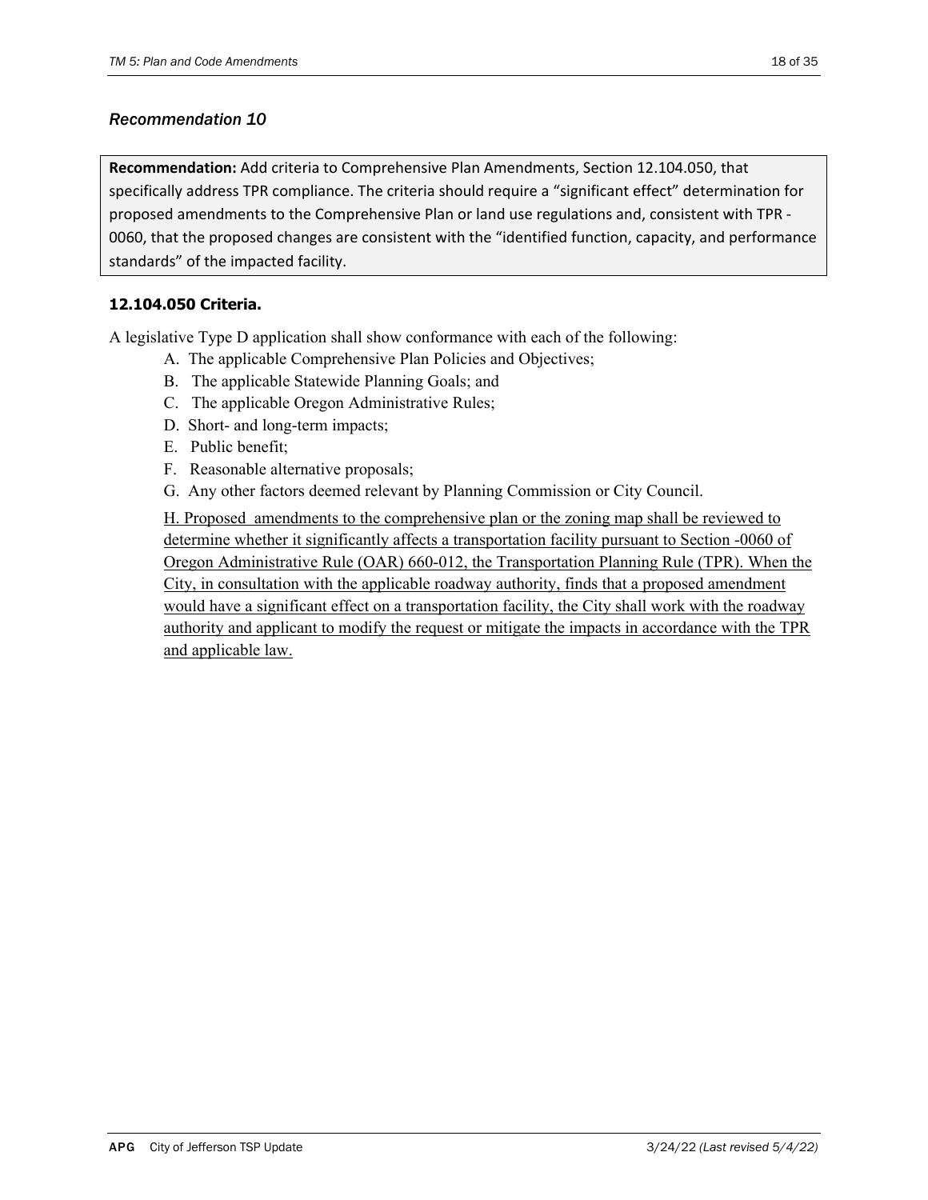### *Recommendation 10*

**Recommendation:** Add criteria to Comprehensive Plan Amendments, Section 12.104.050, that specifically address TPR compliance. The criteria should require a "significant effect" determination for proposed amendments to the Comprehensive Plan or land use regulations and, consistent with TPR - 0060, that the proposed changes are consistent with the "identified function, capacity, and performance standards" of the impacted facility.

**12.104.050 Criteria.**

A legislative Type D application shall show conformance with each of the following:

A. The applicable Comprehensive Plan Policies and Objectives;

B. The applicable Statewide Planning Goals; and

C. The applicable Oregon Administrative Rules;

D. Short- and long-term impacts;

E. Public benefit;

F. Reasonable alternative proposals;

G. Any other factors deemed relevant by Planning Commission or City Council.

<u>H. Proposed amendments to the comprehensive plan or the zoning map shall be reviewed to determine whether it significantly affects a transportation facility pursuant to Section -0060 of Oregon Administrative Rule (OAR) 660-012, the Transportation Planning Rule (TPR). When the City, in consultation with the applicable roadway authority, finds that a proposed amendment would have a significant effect on a transportation facility, the City shall work with the roadway authority and applicant to modify the request or mitigate the impacts in accordance with the TPR and applicable law.</u>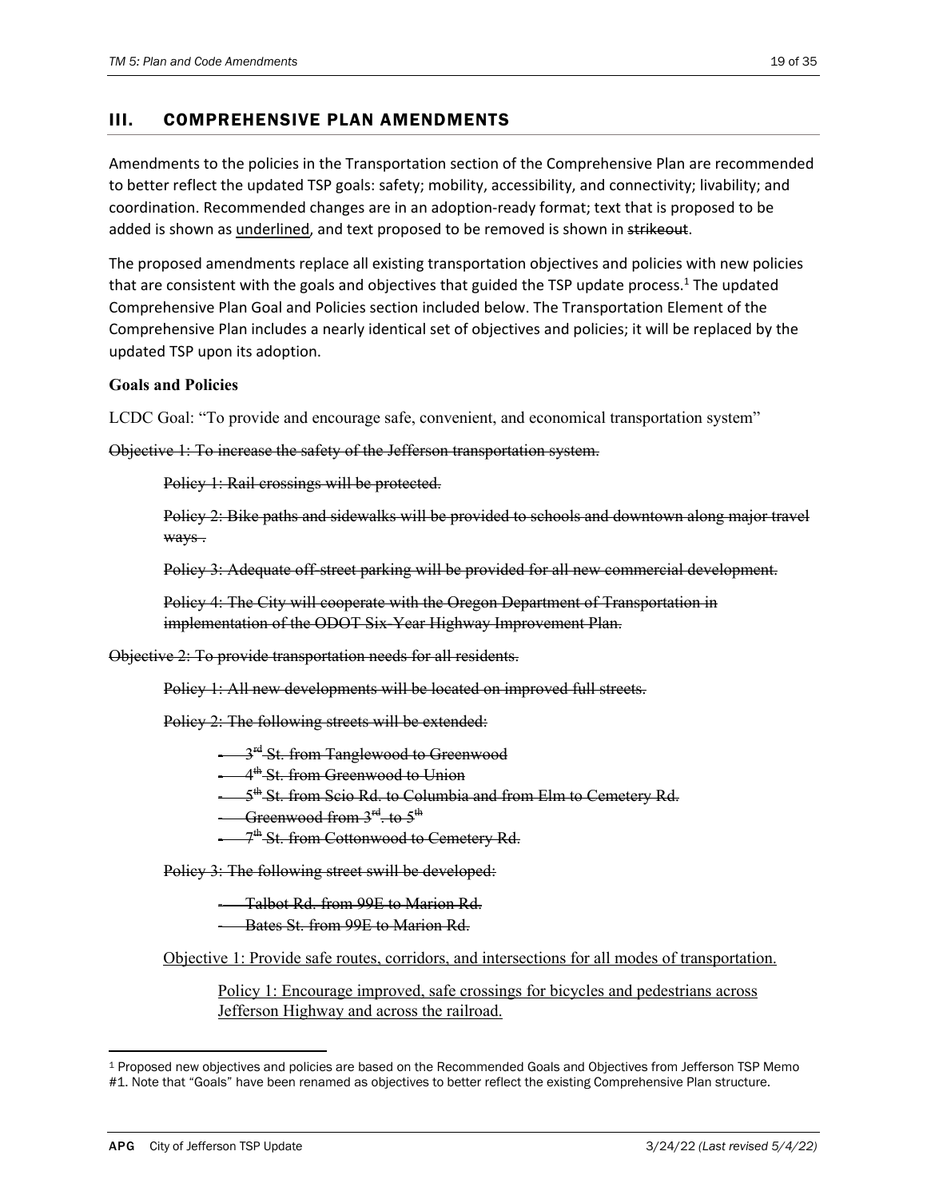## III. COMPREHENSIVE PLAN AMENDMENTS

Amendments to the policies in the Transportation section of the Comprehensive Plan are recommended to better reflect the updated TSP goals: safety; mobility, accessibility, and connectivity; livability; and coordination. Recommended changes are in an adoption-ready format; text that is proposed to be added is shown as <u>underlined</u>, and text proposed to be removed is shown in ~~strikeout~~.

The proposed amendments replace all existing transportation objectives and policies with new policies that are consistent with the goals and objectives that guided the TSP update process.[1] The updated Comprehensive Plan Goal and Policies section included below. The Transportation Element of the Comprehensive Plan includes a nearly identical set of objectives and policies; it will be replaced by the updated TSP upon its adoption.

**Goals and Policies**

LCDC Goal: "To provide and encourage safe, convenient, and economical transportation system"

~~Objective 1: To increase the safety of the Jefferson transportation system.~~

> ~~Policy 1: Rail crossings will be protected.~~
>
> ~~Policy 2: Bike paths and sidewalks will be provided to schools and downtown along major travel ways .~~
>
> ~~Policy 3: Adequate off-street parking will be provided for all new commercial development.~~
>
> ~~Policy 4: The City will cooperate with the Oregon Department of Transportation in implementation of the ODOT Six-Year Highway Improvement Plan.~~

~~Objective 2: To provide transportation needs for all residents.~~

> ~~Policy 1: All new developments will be located on improved full streets.~~
>
> ~~Policy 2: The following streets will be extended:~~
>
> - ~~3rd St. from Tanglewood to Greenwood~~
> - ~~4th St. from Greenwood to Union~~
> - ~~5th St. from Scio Rd. to Columbia and from Elm to Cemetery Rd.~~
> - ~~Greenwood from 3rd. to 5th~~
> - ~~7th St. from Cottonwood to Cemetery Rd.~~
>
> ~~Policy 3: The following street swill be developed:~~
>
> - ~~Talbot Rd. from 99E to Marion Rd.~~
> - ~~Bates St. from 99E to Marion Rd.~~

<u>Objective 1: Provide safe routes, corridors, and intersections for all modes of transportation.</u>

> <u>Policy 1: Encourage improved, safe crossings for bicycles and pedestrians across Jefferson Highway and across the railroad.</u>

[1] Proposed new objectives and policies are based on the Recommended Goals and Objectives from Jefferson TSP Memo #1. Note that "Goals" have been renamed as objectives to better reflect the existing Comprehensive Plan structure.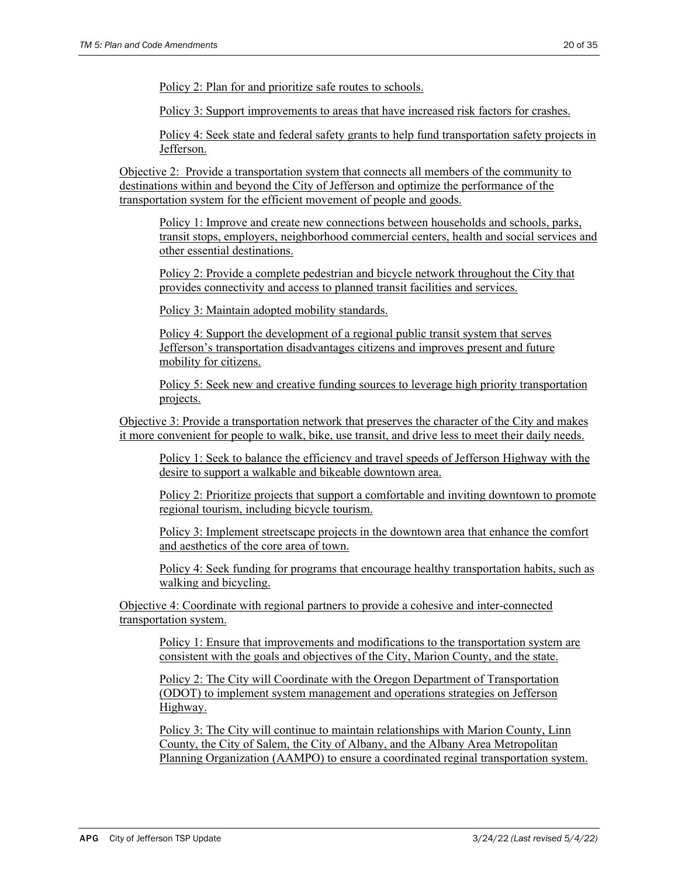Policy 2: Plan for and prioritize safe routes to schools.

Policy 3: Support improvements to areas that have increased risk factors for crashes.

Policy 4: Seek state and federal safety grants to help fund transportation safety projects in Jefferson.

Objective 2: Provide a transportation system that connects all members of the community to destinations within and beyond the City of Jefferson and optimize the performance of the transportation system for the efficient movement of people and goods.

Policy 1: Improve and create new connections between households and schools, parks, transit stops, employers, neighborhood commercial centers, health and social services and other essential destinations.

Policy 2: Provide a complete pedestrian and bicycle network throughout the City that provides connectivity and access to planned transit facilities and services.

Policy 3: Maintain adopted mobility standards.

Policy 4: Support the development of a regional public transit system that serves Jefferson's transportation disadvantages citizens and improves present and future mobility for citizens.

Policy 5: Seek new and creative funding sources to leverage high priority transportation projects.

Objective 3: Provide a transportation network that preserves the character of the City and makes it more convenient for people to walk, bike, use transit, and drive less to meet their daily needs.

Policy 1: Seek to balance the efficiency and travel speeds of Jefferson Highway with the desire to support a walkable and bikeable downtown area.

Policy 2: Prioritize projects that support a comfortable and inviting downtown to promote regional tourism, including bicycle tourism.

Policy 3: Implement streetscape projects in the downtown area that enhance the comfort and aesthetics of the core area of town.

Policy 4: Seek funding for programs that encourage healthy transportation habits, such as walking and bicycling.

Objective 4: Coordinate with regional partners to provide a cohesive and inter-connected transportation system.

Policy 1: Ensure that improvements and modifications to the transportation system are consistent with the goals and objectives of the City, Marion County, and the state.

Policy 2: The City will Coordinate with the Oregon Department of Transportation (ODOT) to implement system management and operations strategies on Jefferson Highway.

Policy 3: The City will continue to maintain relationships with Marion County, Linn County, the City of Salem, the City of Albany, and the Albany Area Metropolitan Planning Organization (AAMPO) to ensure a coordinated reginal transportation system.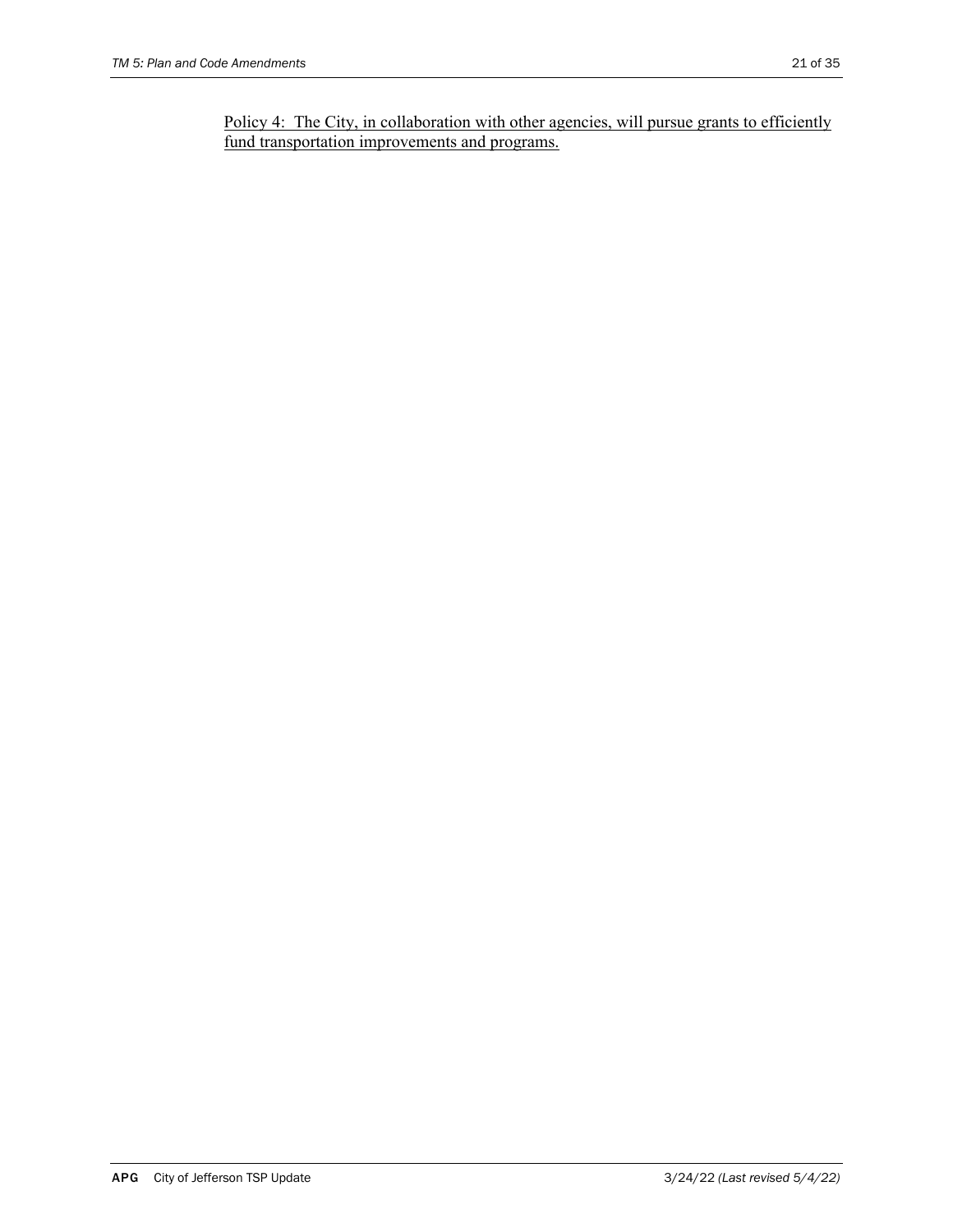<u>Policy 4: The City, in collaboration with other agencies, will pursue grants to efficiently fund transportation improvements and programs.</u>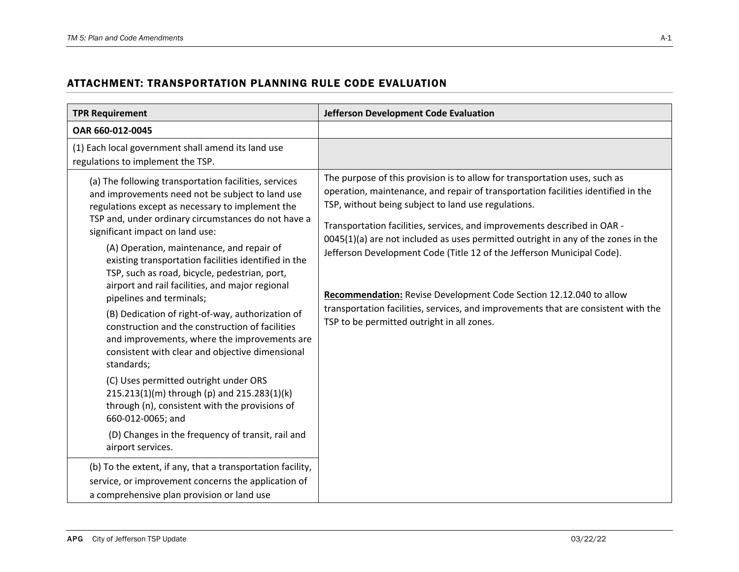## ATTACHMENT: TRANSPORTATION PLANNING RULE CODE EVALUATION

| TPR Requirement | Jefferson Development Code Evaluation |
|---|---|
| **OAR 660-012-0045** | |
| (1) Each local government shall amend its land use regulations to implement the TSP. | |
| (a) The following transportation facilities, services and improvements need not be subject to land use regulations except as necessary to implement the TSP and, under ordinary circumstances do not have a significant impact on land use:<br>(A) Operation, maintenance, and repair of existing transportation facilities identified in the TSP, such as road, bicycle, pedestrian, port, airport and rail facilities, and major regional pipelines and terminals;<br>(B) Dedication of right-of-way, authorization of construction and the construction of facilities and improvements, where the improvements are consistent with clear and objective dimensional standards;<br>(C) Uses permitted outright under ORS 215.213(1)(m) through (p) and 215.283(1)(k) through (n), consistent with the provisions of 660-012-0065; and<br>(D) Changes in the frequency of transit, rail and airport services. | The purpose of this provision is to allow for transportation uses, such as operation, maintenance, and repair of transportation facilities identified in the TSP, without being subject to land use regulations.<br>Transportation facilities, services, and improvements described in OAR -0045(1)(a) are not included as uses permitted outright in any of the zones in the Jefferson Development Code (Title 12 of the Jefferson Municipal Code).<br>**Recommendation:** Revise Development Code Section 12.12.040 to allow transportation facilities, services, and improvements that are consistent with the TSP to be permitted outright in all zones. |
| (b) To the extent, if any, that a transportation facility, service, or improvement concerns the application of a comprehensive plan provision or land use | |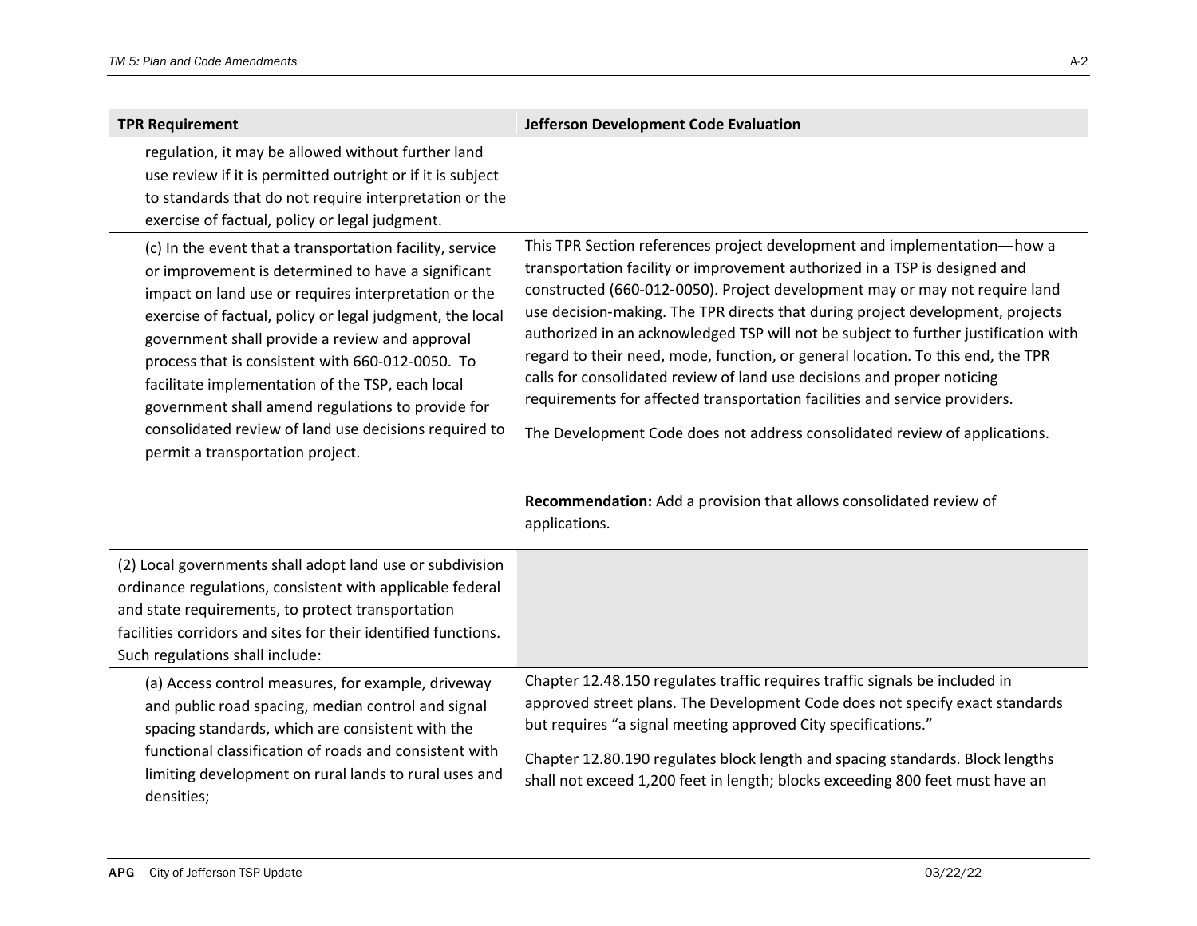| TPR Requirement | Jefferson Development Code Evaluation |
|---|---|
| regulation, it may be allowed without further land use review if it is permitted outright or if it is subject to standards that do not require interpretation or the exercise of factual, policy or legal judgment. | |
| (c) In the event that a transportation facility, service or improvement is determined to have a significant impact on land use or requires interpretation or the exercise of factual, policy or legal judgment, the local government shall provide a review and approval process that is consistent with 660-012-0050. To facilitate implementation of the TSP, each local government shall amend regulations to provide for consolidated review of land use decisions required to permit a transportation project. | This TPR Section references project development and implementation—how a transportation facility or improvement authorized in a TSP is designed and constructed (660-012-0050). Project development may or may not require land use decision-making. The TPR directs that during project development, projects authorized in an acknowledged TSP will not be subject to further justification with regard to their need, mode, function, or general location. To this end, the TPR calls for consolidated review of land use decisions and proper noticing requirements for affected transportation facilities and service providers.<br><br>The Development Code does not address consolidated review of applications.<br><br>**Recommendation:** Add a provision that allows consolidated review of applications. |
| (2) Local governments shall adopt land use or subdivision ordinance regulations, consistent with applicable federal and state requirements, to protect transportation facilities corridors and sites for their identified functions. Such regulations shall include: | |
| (a) Access control measures, for example, driveway and public road spacing, median control and signal spacing standards, which are consistent with the functional classification of roads and consistent with limiting development on rural lands to rural uses and densities; | Chapter 12.48.150 regulates traffic requires traffic signals be included in approved street plans. The Development Code does not specify exact standards but requires "a signal meeting approved City specifications."<br><br>Chapter 12.80.190 regulates block length and spacing standards. Block lengths shall not exceed 1,200 feet in length; blocks exceeding 800 feet must have an |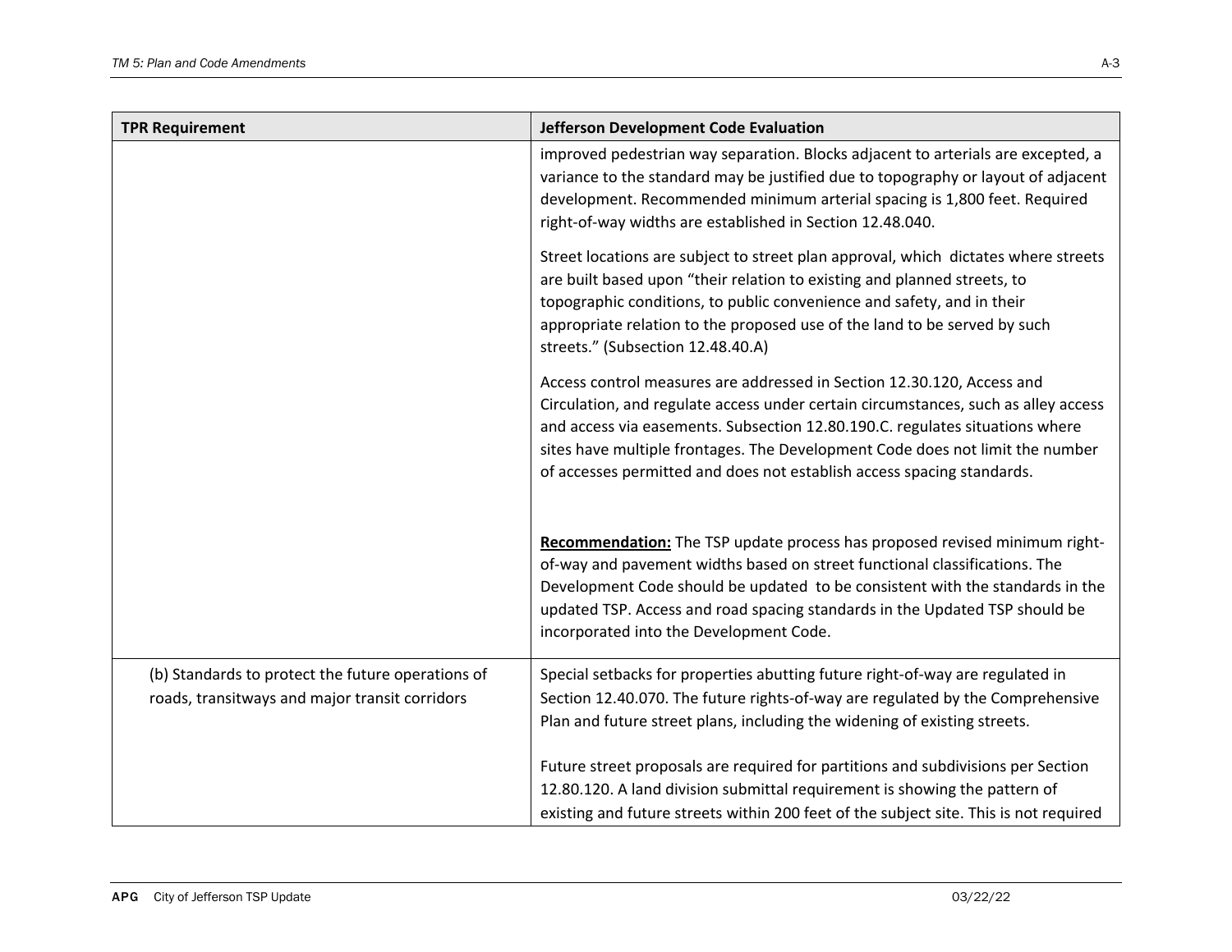| TPR Requirement | Jefferson Development Code Evaluation |
|---|---|
| | improved pedestrian way separation. Blocks adjacent to arterials are excepted, a variance to the standard may be justified due to topography or layout of adjacent development. Recommended minimum arterial spacing is 1,800 feet. Required right-of-way widths are established in Section 12.48.040.<br><br>Street locations are subject to street plan approval, which dictates where streets are built based upon "their relation to existing and planned streets, to topographic conditions, to public convenience and safety, and in their appropriate relation to the proposed use of the land to be served by such streets." (Subsection 12.48.40.A)<br><br>Access control measures are addressed in Section 12.30.120, Access and Circulation, and regulate access under certain circumstances, such as alley access and access via easements. Subsection 12.80.190.C. regulates situations where sites have multiple frontages. The Development Code does not limit the number of accesses permitted and does not establish access spacing standards.<br><br>**Recommendation:** The TSP update process has proposed revised minimum right-of-way and pavement widths based on street functional classifications. The Development Code should be updated to be consistent with the standards in the updated TSP. Access and road spacing standards in the Updated TSP should be incorporated into the Development Code. |
| (b) Standards to protect the future operations of roads, transitways and major transit corridors | Special setbacks for properties abutting future right-of-way are regulated in Section 12.40.070. The future rights-of-way are regulated by the Comprehensive Plan and future street plans, including the widening of existing streets.<br><br>Future street proposals are required for partitions and subdivisions per Section 12.80.120. A land division submittal requirement is showing the pattern of existing and future streets within 200 feet of the subject site. This is not required |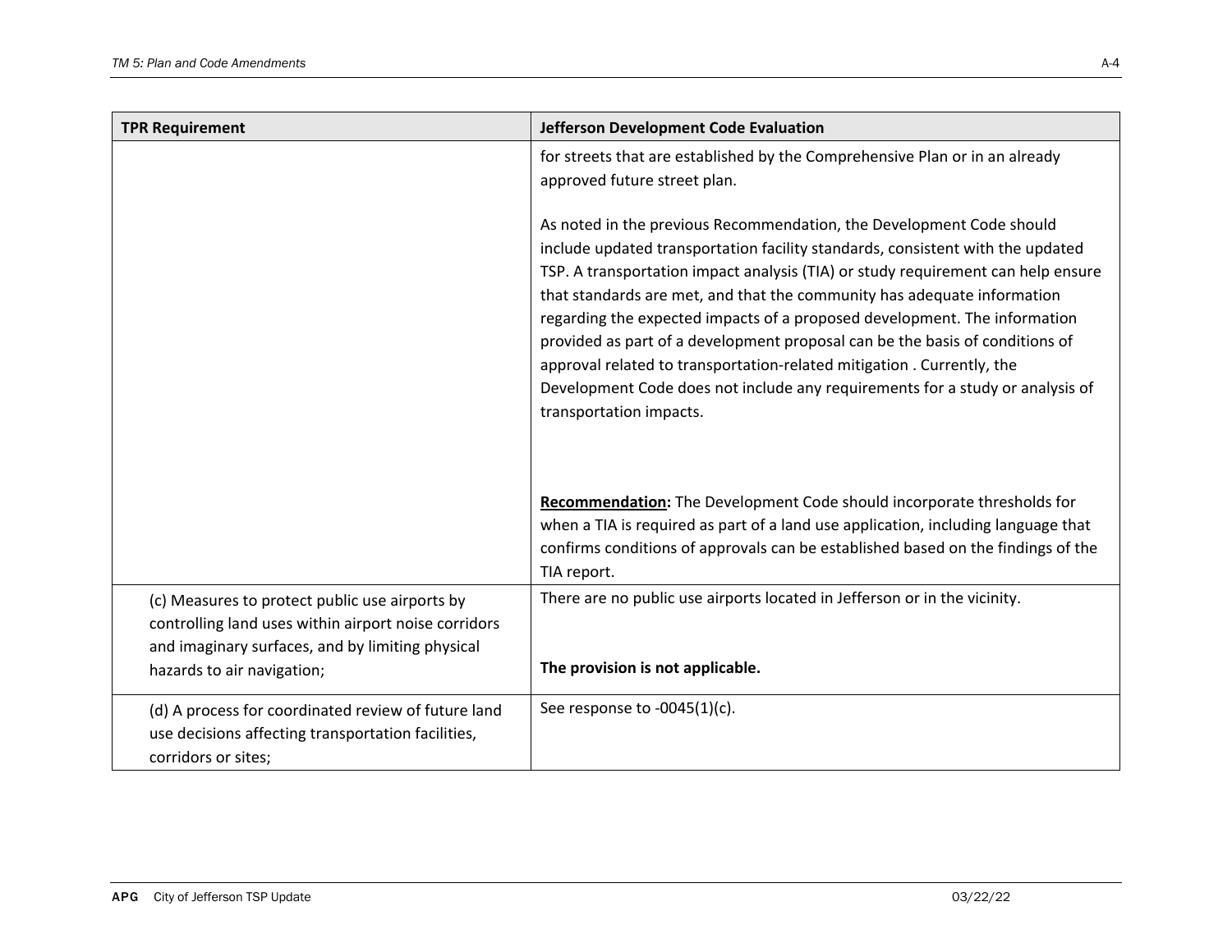| TPR Requirement | Jefferson Development Code Evaluation |
|---|---|
| | for streets that are established by the Comprehensive Plan or in an already approved future street plan.<br><br>As noted in the previous Recommendation, the Development Code should include updated transportation facility standards, consistent with the updated TSP. A transportation impact analysis (TIA) or study requirement can help ensure that standards are met, and that the community has adequate information regarding the expected impacts of a proposed development. The information provided as part of a development proposal can be the basis of conditions of approval related to transportation-related mitigation . Currently, the Development Code does not include any requirements for a study or analysis of transportation impacts.<br><br>**Recommendation:** The Development Code should incorporate thresholds for when a TIA is required as part of a land use application, including language that confirms conditions of approvals can be established based on the findings of the TIA report. |
| (c) Measures to protect public use airports by controlling land uses within airport noise corridors and imaginary surfaces, and by limiting physical hazards to air navigation; | There are no public use airports located in Jefferson or in the vicinity.<br><br>**The provision is not applicable.** |
| (d) A process for coordinated review of future land use decisions affecting transportation facilities, corridors or sites; | See response to -0045(1)(c). |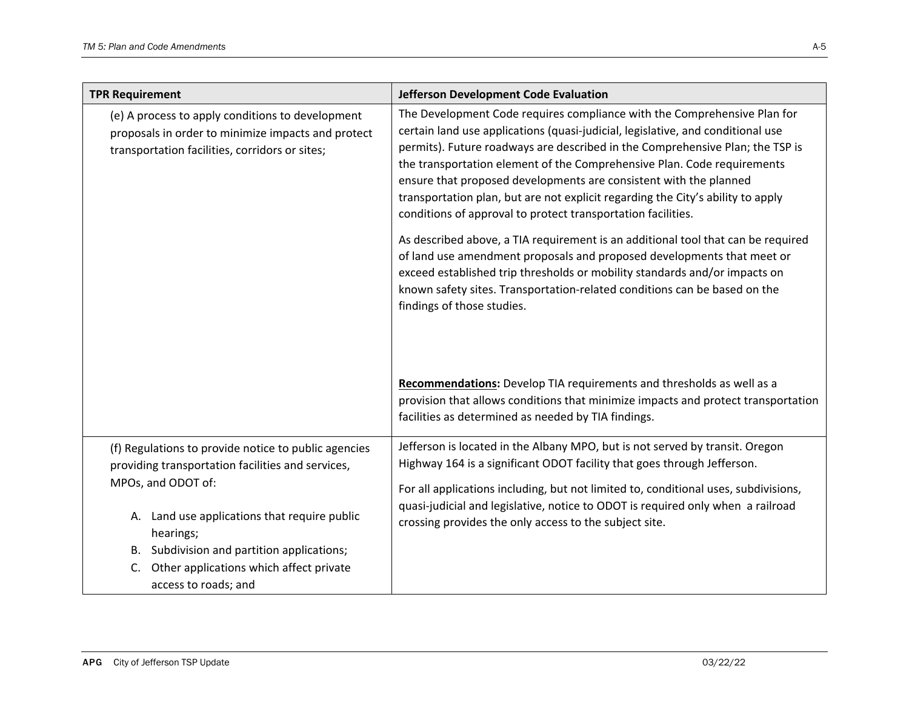| TPR Requirement | Jefferson Development Code Evaluation |
| --- | --- |
| (e) A process to apply conditions to development proposals in order to minimize impacts and protect transportation facilities, corridors or sites; | The Development Code requires compliance with the Comprehensive Plan for certain land use applications (quasi-judicial, legislative, and conditional use permits). Future roadways are described in the Comprehensive Plan; the TSP is the transportation element of the Comprehensive Plan. Code requirements ensure that proposed developments are consistent with the planned transportation plan, but are not explicit regarding the City's ability to apply conditions of approval to protect transportation facilities.<br><br>As described above, a TIA requirement is an additional tool that can be required of land use amendment proposals and proposed developments that meet or exceed established trip thresholds or mobility standards and/or impacts on known safety sites. Transportation-related conditions can be based on the findings of those studies.<br><br>**Recommendations:** Develop TIA requirements and thresholds as well as a provision that allows conditions that minimize impacts and protect transportation facilities as determined as needed by TIA findings. |
| (f) Regulations to provide notice to public agencies providing transportation facilities and services, MPOs, and ODOT of:<br><br>A. Land use applications that require public hearings;<br>B. Subdivision and partition applications;<br>C. Other applications which affect private access to roads; and | Jefferson is located in the Albany MPO, but is not served by transit. Oregon Highway 164 is a significant ODOT facility that goes through Jefferson.<br><br>For all applications including, but not limited to, conditional uses, subdivisions, quasi-judicial and legislative, notice to ODOT is required only when a railroad crossing provides the only access to the subject site. |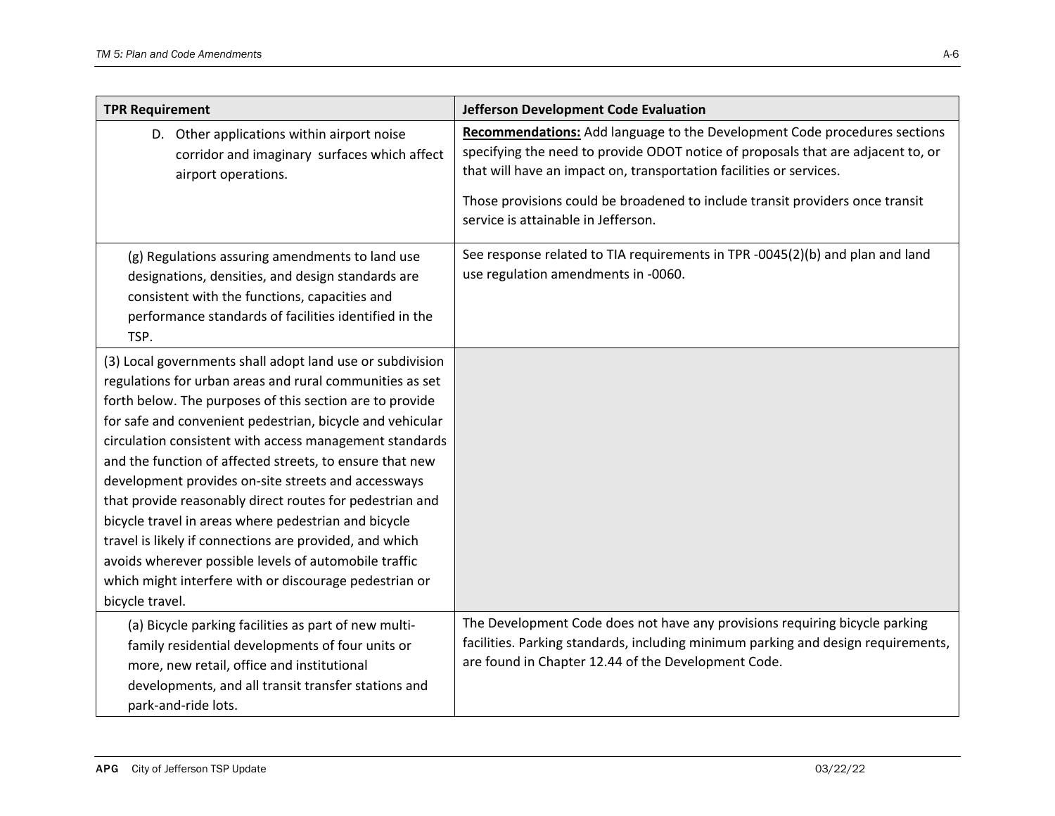| TPR Requirement | Jefferson Development Code Evaluation |
|---|---|
| D. Other applications within airport noise corridor and imaginary surfaces which affect airport operations. | **Recommendations:** Add language to the Development Code procedures sections specifying the need to provide ODOT notice of proposals that are adjacent to, or that will have an impact on, transportation facilities or services.<br><br>Those provisions could be broadened to include transit providers once transit service is attainable in Jefferson. |
| (g) Regulations assuring amendments to land use designations, densities, and design standards are consistent with the functions, capacities and performance standards of facilities identified in the TSP. | See response related to TIA requirements in TPR -0045(2)(b) and plan and land use regulation amendments in -0060. |
| (3) Local governments shall adopt land use or subdivision regulations for urban areas and rural communities as set forth below. The purposes of this section are to provide for safe and convenient pedestrian, bicycle and vehicular circulation consistent with access management standards and the function of affected streets, to ensure that new development provides on-site streets and accessways that provide reasonably direct routes for pedestrian and bicycle travel in areas where pedestrian and bicycle travel is likely if connections are provided, and which avoids wherever possible levels of automobile traffic which might interfere with or discourage pedestrian or bicycle travel. | |
| (a) Bicycle parking facilities as part of new multi-family residential developments of four units or more, new retail, office and institutional developments, and all transit transfer stations and park-and-ride lots. | The Development Code does not have any provisions requiring bicycle parking facilities. Parking standards, including minimum parking and design requirements, are found in Chapter 12.44 of the Development Code. |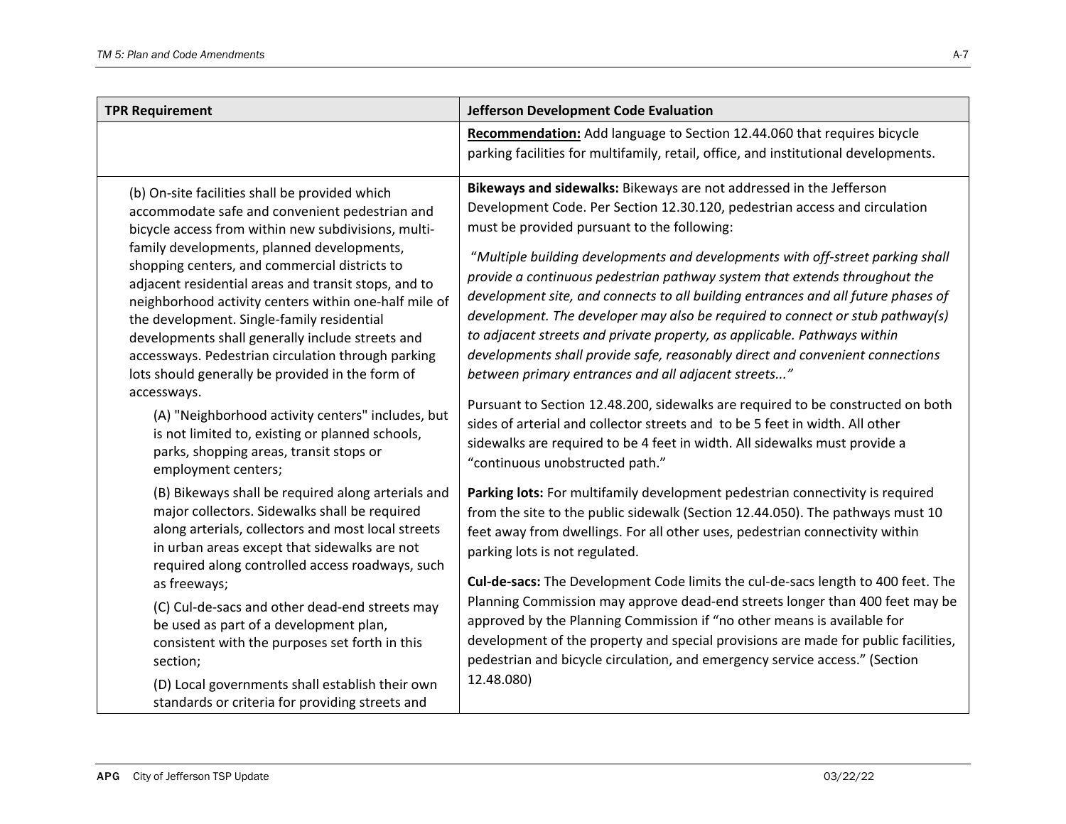| TPR Requirement | Jefferson Development Code Evaluation |
|---|---|
| | **Recommendation:** Add language to Section 12.44.060 that requires bicycle parking facilities for multifamily, retail, office, and institutional developments. |
| (b) On-site facilities shall be provided which accommodate safe and convenient pedestrian and bicycle access from within new subdivisions, multi-family developments, planned developments, shopping centers, and commercial districts to adjacent residential areas and transit stops, and to neighborhood activity centers within one-half mile of the development. Single-family residential developments shall generally include streets and accessways. Pedestrian circulation through parking lots should generally be provided in the form of accessways.<br><br>(A) "Neighborhood activity centers" includes, but is not limited to, existing or planned schools, parks, shopping areas, transit stops or employment centers;<br><br>(B) Bikeways shall be required along arterials and major collectors. Sidewalks shall be required along arterials, collectors and most local streets in urban areas except that sidewalks are not required along controlled access roadways, such as freeways;<br><br>(C) Cul-de-sacs and other dead-end streets may be used as part of a development plan, consistent with the purposes set forth in this section;<br><br>(D) Local governments shall establish their own standards or criteria for providing streets and | **Bikeways and sidewalks:** Bikeways are not addressed in the Jefferson Development Code. Per Section 12.30.120, pedestrian access and circulation must be provided pursuant to the following:<br><br>"*Multiple building developments and developments with off-street parking shall provide a continuous pedestrian pathway system that extends throughout the development site, and connects to all building entrances and all future phases of development. The developer may also be required to connect or stub pathway(s) to adjacent streets and private property, as applicable. Pathways within developments shall provide safe, reasonably direct and convenient connections between primary entrances and all adjacent streets...*"<br><br>Pursuant to Section 12.48.200, sidewalks are required to be constructed on both sides of arterial and collector streets and to be 5 feet in width. All other sidewalks are required to be 4 feet in width. All sidewalks must provide a "continuous unobstructed path."<br><br>**Parking lots:** For multifamily development pedestrian connectivity is required from the site to the public sidewalk (Section 12.44.050). The pathways must 10 feet away from dwellings. For all other uses, pedestrian connectivity within parking lots is not regulated.<br><br>**Cul-de-sacs:** The Development Code limits the cul-de-sacs length to 400 feet. The Planning Commission may approve dead-end streets longer than 400 feet may be approved by the Planning Commission if "no other means is available for development of the property and special provisions are made for public facilities, pedestrian and bicycle circulation, and emergency service access." (Section 12.48.080) |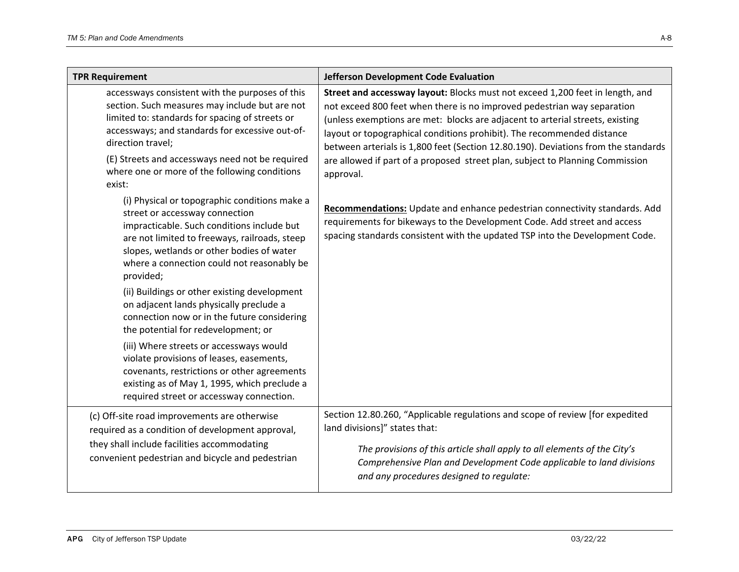| TPR Requirement | Jefferson Development Code Evaluation |
|---|---|
| accessways consistent with the purposes of this section. Such measures may include but are not limited to: standards for spacing of streets or accessways; and standards for excessive out-of-direction travel;<br><br>(E) Streets and accessways need not be required where one or more of the following conditions exist:<br><br>(i) Physical or topographic conditions make a street or accessway connection impracticable. Such conditions include but are not limited to freeways, railroads, steep slopes, wetlands or other bodies of water where a connection could not reasonably be provided;<br><br>(ii) Buildings or other existing development on adjacent lands physically preclude a connection now or in the future considering the potential for redevelopment; or<br><br>(iii) Where streets or accessways would violate provisions of leases, easements, covenants, restrictions or other agreements existing as of May 1, 1995, which preclude a required street or accessway connection. | **Street and accessway layout:** Blocks must not exceed 1,200 feet in length, and not exceed 800 feet when there is no improved pedestrian way separation (unless exemptions are met: blocks are adjacent to arterial streets, existing layout or topographical conditions prohibit). The recommended distance between arterials is 1,800 feet (Section 12.80.190). Deviations from the standards are allowed if part of a proposed street plan, subject to Planning Commission approval.<br><br>**Recommendations:** Update and enhance pedestrian connectivity standards. Add requirements for bikeways to the Development Code. Add street and access spacing standards consistent with the updated TSP into the Development Code. |
| (c) Off-site road improvements are otherwise required as a condition of development approval, they shall include facilities accommodating convenient pedestrian and bicycle and pedestrian | Section 12.80.260, "Applicable regulations and scope of review [for expedited land divisions]" states that:<br><br>*The provisions of this article shall apply to all elements of the City's Comprehensive Plan and Development Code applicable to land divisions and any procedures designed to regulate:* |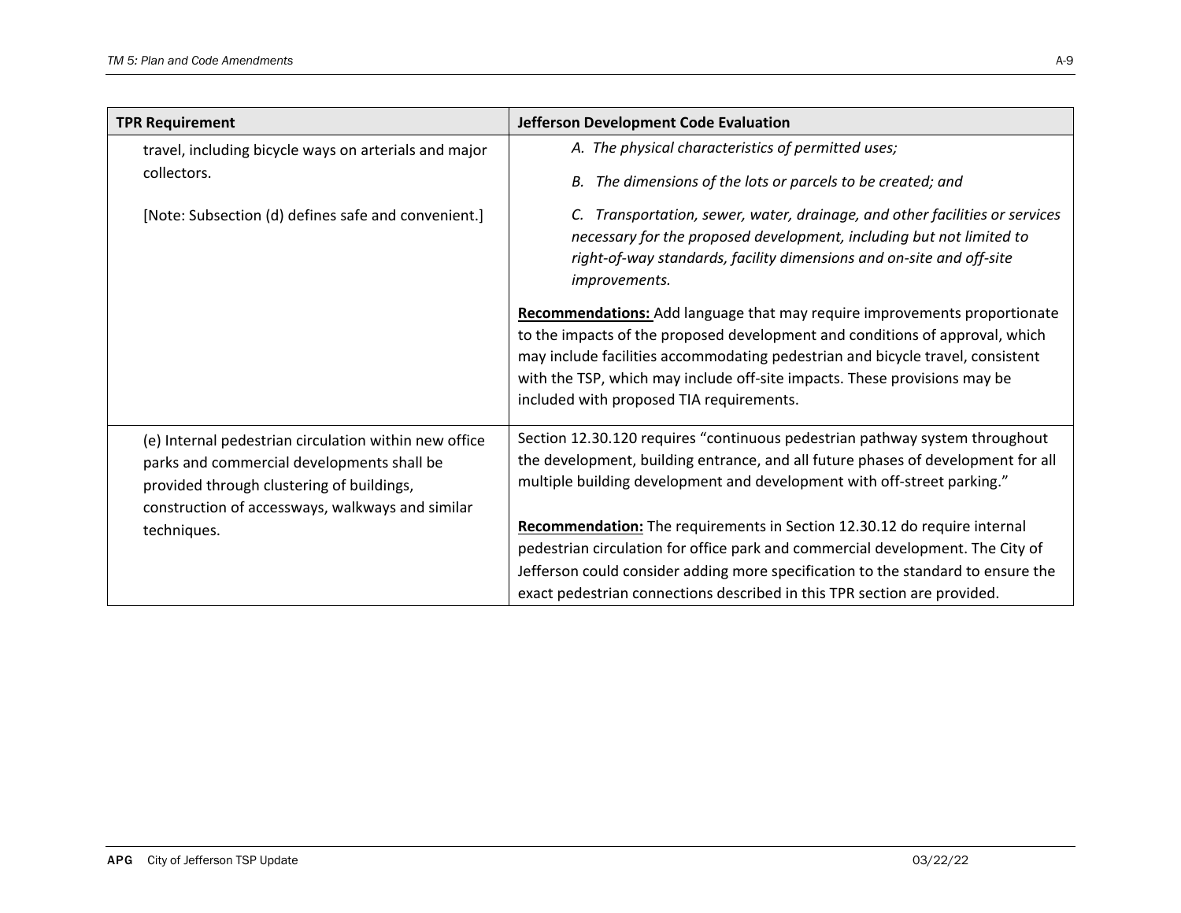| TPR Requirement | Jefferson Development Code Evaluation |
| --- | --- |
| travel, including bicycle ways on arterials and major collectors.<br><br>[Note: Subsection (d) defines safe and convenient.] | *A. The physical characteristics of permitted uses;*<br><br>*B. The dimensions of the lots or parcels to be created; and*<br><br>*C. Transportation, sewer, water, drainage, and other facilities or services necessary for the proposed development, including but not limited to right-of-way standards, facility dimensions and on-site and off-site improvements.*<br><br>**Recommendations:** Add language that may require improvements proportionate to the impacts of the proposed development and conditions of approval, which may include facilities accommodating pedestrian and bicycle travel, consistent with the TSP, which may include off-site impacts. These provisions may be included with proposed TIA requirements. |
| (e) Internal pedestrian circulation within new office parks and commercial developments shall be provided through clustering of buildings, construction of accessways, walkways and similar techniques. | Section 12.30.120 requires "continuous pedestrian pathway system throughout the development, building entrance, and all future phases of development for all multiple building development and development with off-street parking."<br><br>**Recommendation:** The requirements in Section 12.30.12 do require internal pedestrian circulation for office park and commercial development. The City of Jefferson could consider adding more specification to the standard to ensure the exact pedestrian connections described in this TPR section are provided. |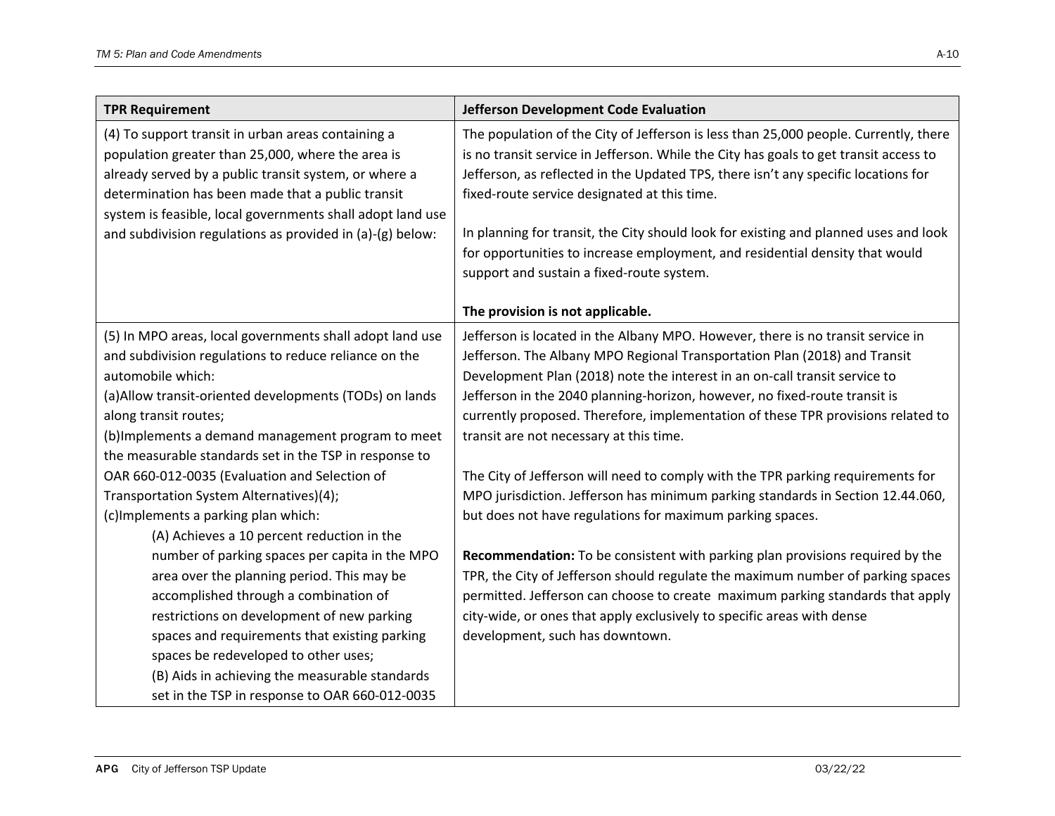| TPR Requirement | Jefferson Development Code Evaluation |
|---|---|
| (4) To support transit in urban areas containing a population greater than 25,000, where the area is already served by a public transit system, or where a determination has been made that a public transit system is feasible, local governments shall adopt land use and subdivision regulations as provided in (a)-(g) below: | The population of the City of Jefferson is less than 25,000 people. Currently, there is no transit service in Jefferson. While the City has goals to get transit access to Jefferson, as reflected in the Updated TPS, there isn't any specific locations for fixed-route service designated at this time.<br><br>In planning for transit, the City should look for existing and planned uses and look for opportunities to increase employment, and residential density that would support and sustain a fixed-route system.<br><br>**The provision is not applicable.** |
| (5) In MPO areas, local governments shall adopt land use and subdivision regulations to reduce reliance on the automobile which:<br>(a)Allow transit-oriented developments (TODs) on lands along transit routes;<br>(b)Implements a demand management program to meet the measurable standards set in the TSP in response to OAR 660-012-0035 (Evaluation and Selection of Transportation System Alternatives)(4);<br>(c)Implements a parking plan which:<br>(A) Achieves a 10 percent reduction in the number of parking spaces per capita in the MPO area over the planning period. This may be accomplished through a combination of restrictions on development of new parking spaces and requirements that existing parking spaces be redeveloped to other uses;<br>(B) Aids in achieving the measurable standards set in the TSP in response to OAR 660-012-0035 | Jefferson is located in the Albany MPO. However, there is no transit service in Jefferson. The Albany MPO Regional Transportation Plan (2018) and Transit Development Plan (2018) note the interest in an on-call transit service to Jefferson in the 2040 planning-horizon, however, no fixed-route transit is currently proposed. Therefore, implementation of these TPR provisions related to transit are not necessary at this time.<br><br>The City of Jefferson will need to comply with the TPR parking requirements for MPO jurisdiction. Jefferson has minimum parking standards in Section 12.44.060, but does not have regulations for maximum parking spaces.<br><br>**Recommendation:** To be consistent with parking plan provisions required by the TPR, the City of Jefferson should regulate the maximum number of parking spaces permitted. Jefferson can choose to create maximum parking standards that apply city-wide, or ones that apply exclusively to specific areas with dense development, such has downtown. |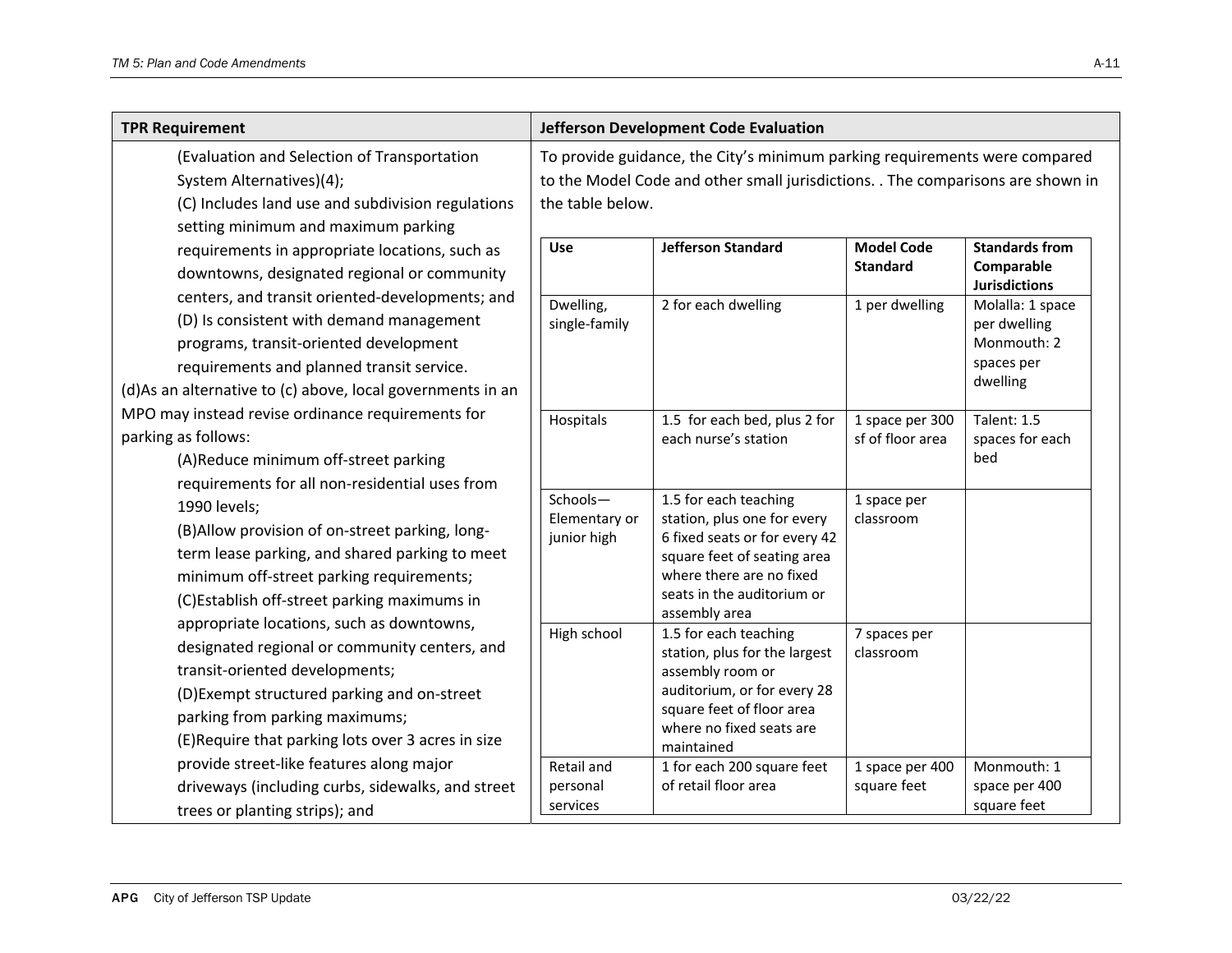| TPR Requirement | Jefferson Development Code Evaluation |
|---|---|
| (Evaluation and Selection of Transportation System Alternatives)(4);<br>(C) Includes land use and subdivision regulations setting minimum and maximum parking requirements in appropriate locations, such as downtowns, designated regional or community centers, and transit oriented-developments; and<br>(D) Is consistent with demand management programs, transit-oriented development requirements and planned transit service.<br>(d)As an alternative to (c) above, local governments in an MPO may instead revise ordinance requirements for parking as follows:<br>(A)Reduce minimum off-street parking requirements for all non-residential uses from 1990 levels;<br>(B)Allow provision of on-street parking, long-term lease parking, and shared parking to meet minimum off-street parking requirements;<br>(C)Establish off-street parking maximums in appropriate locations, such as downtowns, designated regional or community centers, and transit-oriented developments;<br>(D)Exempt structured parking and on-street parking from parking maximums;<br>(E)Require that parking lots over 3 acres in size provide street-like features along major driveways (including curbs, sidewalks, and street trees or planting strips); and | To provide guidance, the City's minimum parking requirements were compared to the Model Code and other small jurisdictions. . The comparisons are shown in the table below. |

| Use | Jefferson Standard | Model Code Standard | Standards from Comparable Jurisdictions |
|---|---|---|---|
| Dwelling, single-family | 2 for each dwelling | 1 per dwelling | Molalla: 1 space per dwelling<br>Monmouth: 2 spaces per dwelling |
| Hospitals | 1.5 for each bed, plus 2 for each nurse's station | 1 space per 300 sf of floor area | Talent: 1.5 spaces for each bed |
| Schools—Elementary or junior high | 1.5 for each teaching station, plus one for every 6 fixed seats or for every 42 square feet of seating area where there are no fixed seats in the auditorium or assembly area | 1 space per classroom | |
| High school | 1.5 for each teaching station, plus for the largest assembly room or auditorium, or for every 28 square feet of floor area where no fixed seats are maintained | 7 spaces per classroom | |
| Retail and personal services | 1 for each 200 square feet of retail floor area | 1 space per 400 square feet | Monmouth: 1 space per 400 square feet |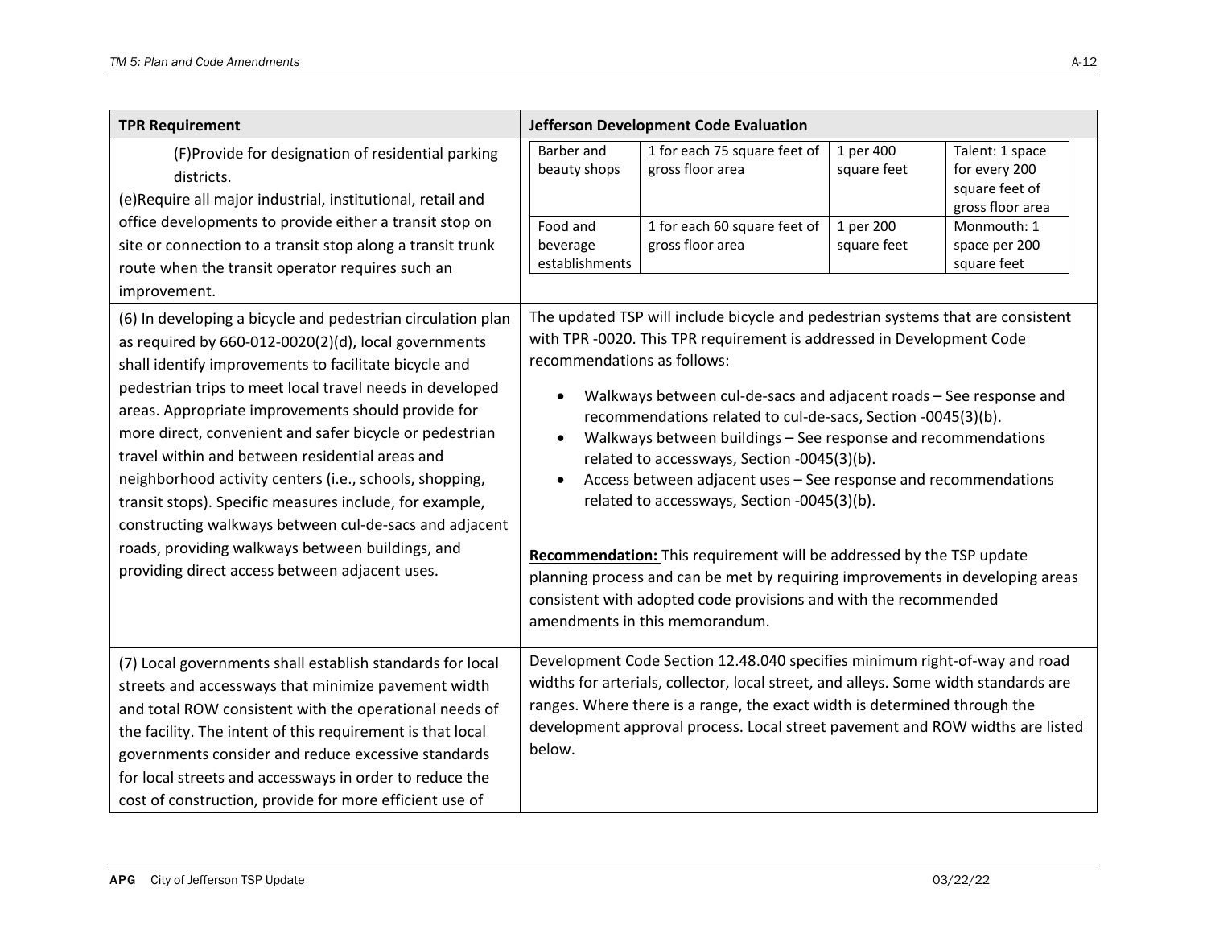| TPR Requirement | Jefferson Development Code Evaluation |
|---|---|
| (F)Provide for designation of residential parking districts.<br>(e)Require all major industrial, institutional, retail and office developments to provide either a transit stop on site or connection to a transit stop along a transit trunk route when the transit operator requires such an improvement. | Barber and beauty shops — 1 for each 75 square feet of gross floor area — 1 per 400 square feet — Talent: 1 space for every 200 square feet of gross floor area<br>Food and beverage establishments — 1 for each 60 square feet of gross floor area — 1 per 200 square feet — Monmouth: 1 space per 200 square feet |
| (6) In developing a bicycle and pedestrian circulation plan as required by 660-012-0020(2)(d), local governments shall identify improvements to facilitate bicycle and pedestrian trips to meet local travel needs in developed areas. Appropriate improvements should provide for more direct, convenient and safer bicycle or pedestrian travel within and between residential areas and neighborhood activity centers (i.e., schools, shopping, transit stops). Specific measures include, for example, constructing walkways between cul-de-sacs and adjacent roads, providing walkways between buildings, and providing direct access between adjacent uses. | The updated TSP will include bicycle and pedestrian systems that are consistent with TPR -0020. This TPR requirement is addressed in Development Code recommendations as follows:<br>• Walkways between cul-de-sacs and adjacent roads – See response and recommendations related to cul-de-sacs, Section -0045(3)(b).<br>• Walkways between buildings – See response and recommendations related to accessways, Section -0045(3)(b).<br>• Access between adjacent uses – See response and recommendations related to accessways, Section -0045(3)(b).<br><br>**Recommendation:** This requirement will be addressed by the TSP update planning process and can be met by requiring improvements in developing areas consistent with adopted code provisions and with the recommended amendments in this memorandum. |
| (7) Local governments shall establish standards for local streets and accessways that minimize pavement width and total ROW consistent with the operational needs of the facility. The intent of this requirement is that local governments consider and reduce excessive standards for local streets and accessways in order to reduce the cost of construction, provide for more efficient use of | Development Code Section 12.48.040 specifies minimum right-of-way and road widths for arterials, collector, local street, and alleys. Some width standards are ranges. Where there is a range, the exact width is determined through the development approval process. Local street pavement and ROW widths are listed below. |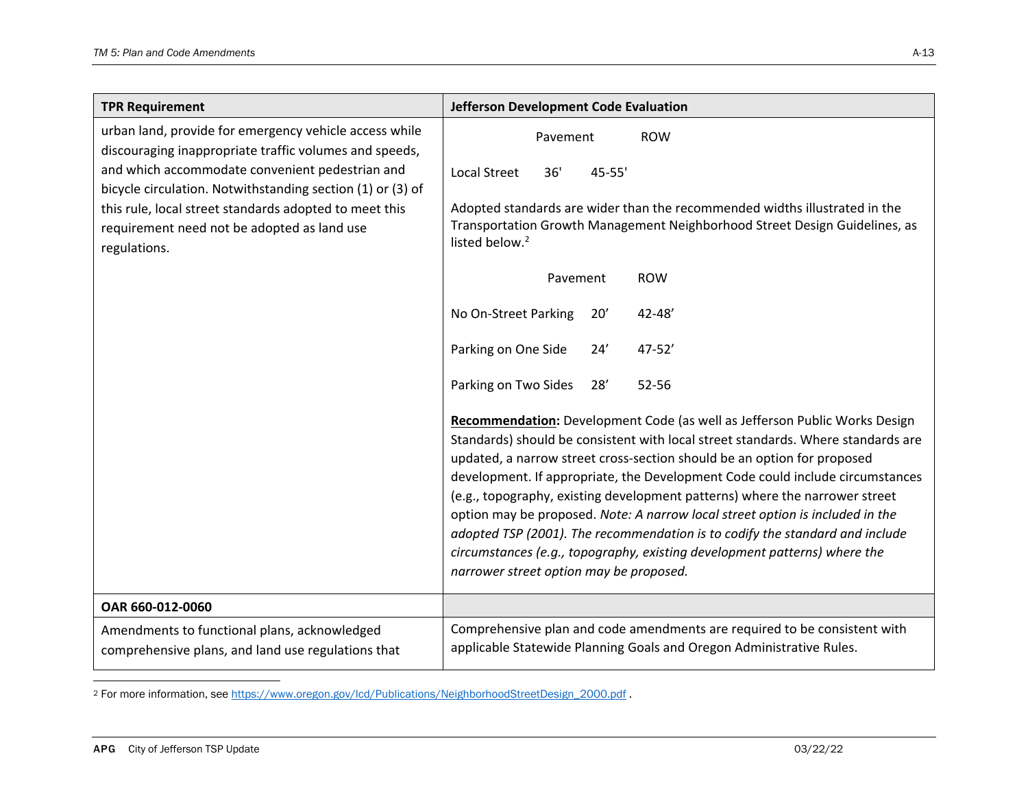| TPR Requirement | Jefferson Development Code Evaluation |
|---|---|
| urban land, provide for emergency vehicle access while discouraging inappropriate traffic volumes and speeds, and which accommodate convenient pedestrian and bicycle circulation. Notwithstanding section (1) or (3) of this rule, local street standards adopted to meet this requirement need not be adopted as land use regulations. | Pavement ROW<br><br>Local Street 36' 45-55'<br><br>Adopted standards are wider than the recommended widths illustrated in the Transportation Growth Management Neighborhood Street Design Guidelines, as listed below.[2]<br><br>Pavement ROW<br><br>No On-Street Parking 20' 42-48'<br><br>Parking on One Side 24' 47-52'<br><br>Parking on Two Sides 28' 52-56<br><br>**<u>Recommendation</u>:** Development Code (as well as Jefferson Public Works Design Standards) should be consistent with local street standards. Where standards are updated, a narrow street cross-section should be an option for proposed development. If appropriate, the Development Code could include circumstances (e.g., topography, existing development patterns) where the narrower street option may be proposed. *Note: A narrow local street option is included in the adopted TSP (2001). The recommendation is to codify the standard and include circumstances (e.g., topography, existing development patterns) where the narrower street option may be proposed.* |
| **OAR 660-012-0060** | |
| Amendments to functional plans, acknowledged comprehensive plans, and land use regulations that | Comprehensive plan and code amendments are required to be consistent with applicable Statewide Planning Goals and Oregon Administrative Rules. |

[2] For more information, see https://www.oregon.gov/lcd/Publications/NeighborhoodStreetDesign_2000.pdf .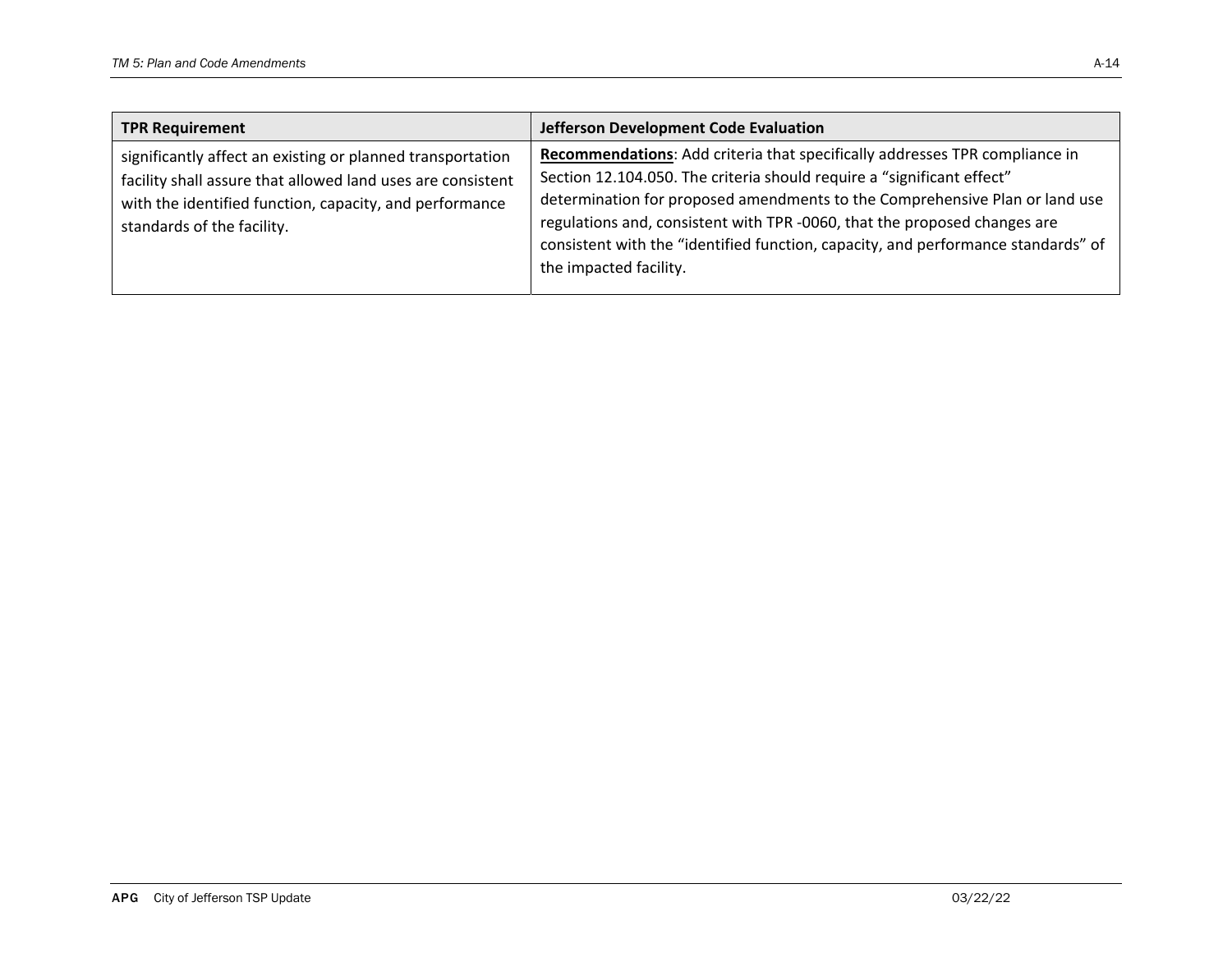| TPR Requirement | Jefferson Development Code Evaluation |
|---|---|
| significantly affect an existing or planned transportation facility shall assure that allowed land uses are consistent with the identified function, capacity, and performance standards of the facility. | **Recommendations**: Add criteria that specifically addresses TPR compliance in Section 12.104.050. The criteria should require a "significant effect" determination for proposed amendments to the Comprehensive Plan or land use regulations and, consistent with TPR -0060, that the proposed changes are consistent with the "identified function, capacity, and performance standards" of the impacted facility. |